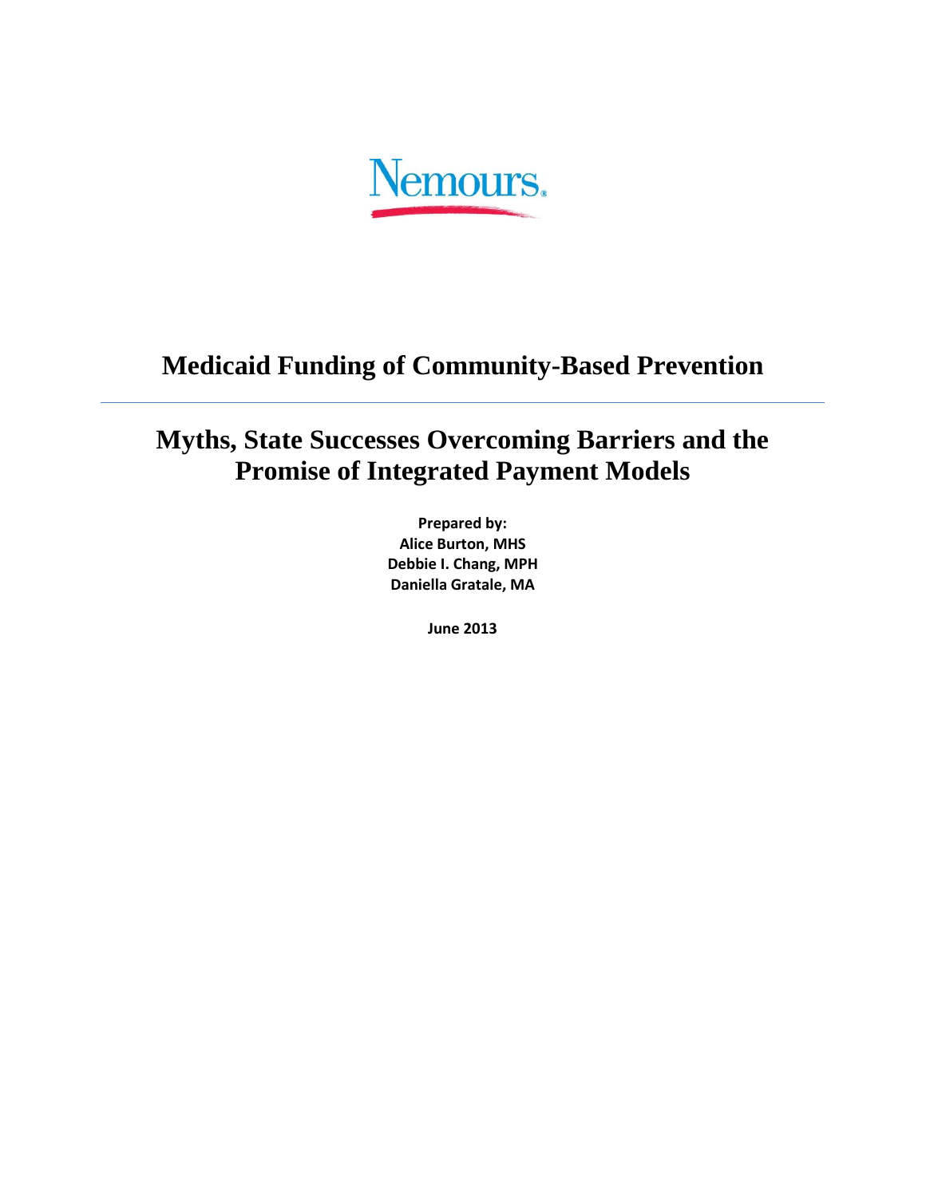Nemours.

# Medicaid Funding of Community-Based Prevention

## Myths, State Successes Overcoming Barriers and the Promise of Integrated Payment Models

**Prepared by:**
**Alice Burton, MHS**
**Debbie I. Chang, MPH**
**Daniella Gratale, MA**

**June 2013**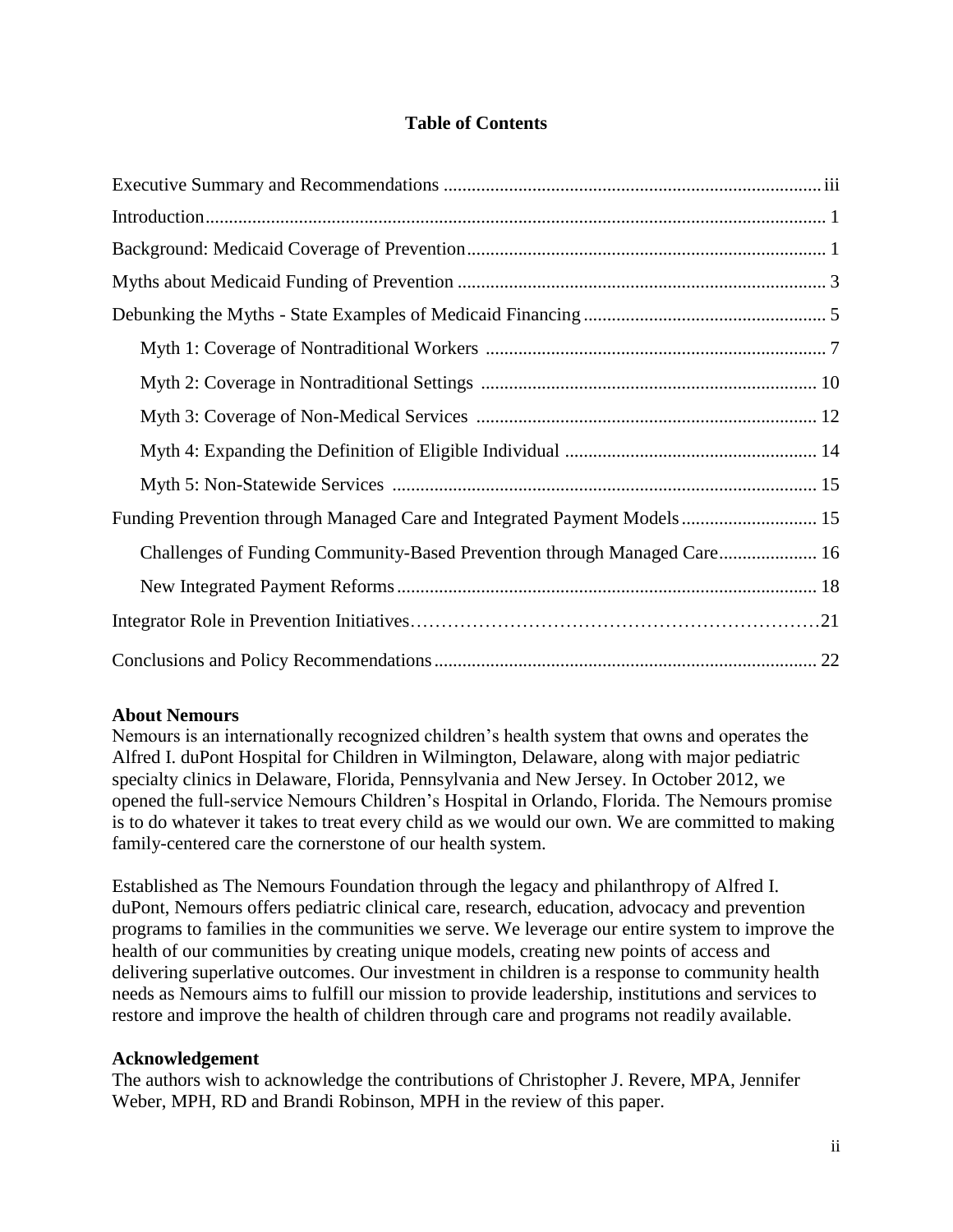## Table of Contents

Executive Summary and Recommendations ... iii

Introduction ... 1

Background: Medicaid Coverage of Prevention ... 1

Myths about Medicaid Funding of Prevention ... 3

Debunking the Myths - State Examples of Medicaid Financing ... 5

- Myth 1: Coverage of Nontraditional Workers ... 7
- Myth 2: Coverage in Nontraditional Settings ... 10
- Myth 3: Coverage of Non-Medical Services ... 12
- Myth 4: Expanding the Definition of Eligible Individual ... 14
- Myth 5: Non-Statewide Services ... 15

Funding Prevention through Managed Care and Integrated Payment Models ... 15

- Challenges of Funding Community-Based Prevention through Managed Care ... 16
- New Integrated Payment Reforms ... 18

Integrator Role in Prevention Initiatives ... 21

Conclusions and Policy Recommendations ... 22

**About Nemours**

Nemours is an internationally recognized children's health system that owns and operates the Alfred I. duPont Hospital for Children in Wilmington, Delaware, along with major pediatric specialty clinics in Delaware, Florida, Pennsylvania and New Jersey. In October 2012, we opened the full-service Nemours Children's Hospital in Orlando, Florida. The Nemours promise is to do whatever it takes to treat every child as we would our own. We are committed to making family-centered care the cornerstone of our health system.

Established as The Nemours Foundation through the legacy and philanthropy of Alfred I. duPont, Nemours offers pediatric clinical care, research, education, advocacy and prevention programs to families in the communities we serve. We leverage our entire system to improve the health of our communities by creating unique models, creating new points of access and delivering superlative outcomes. Our investment in children is a response to community health needs as Nemours aims to fulfill our mission to provide leadership, institutions and services to restore and improve the health of children through care and programs not readily available.

**Acknowledgement**

The authors wish to acknowledge the contributions of Christopher J. Revere, MPA, Jennifer Weber, MPH, RD and Brandi Robinson, MPH in the review of this paper.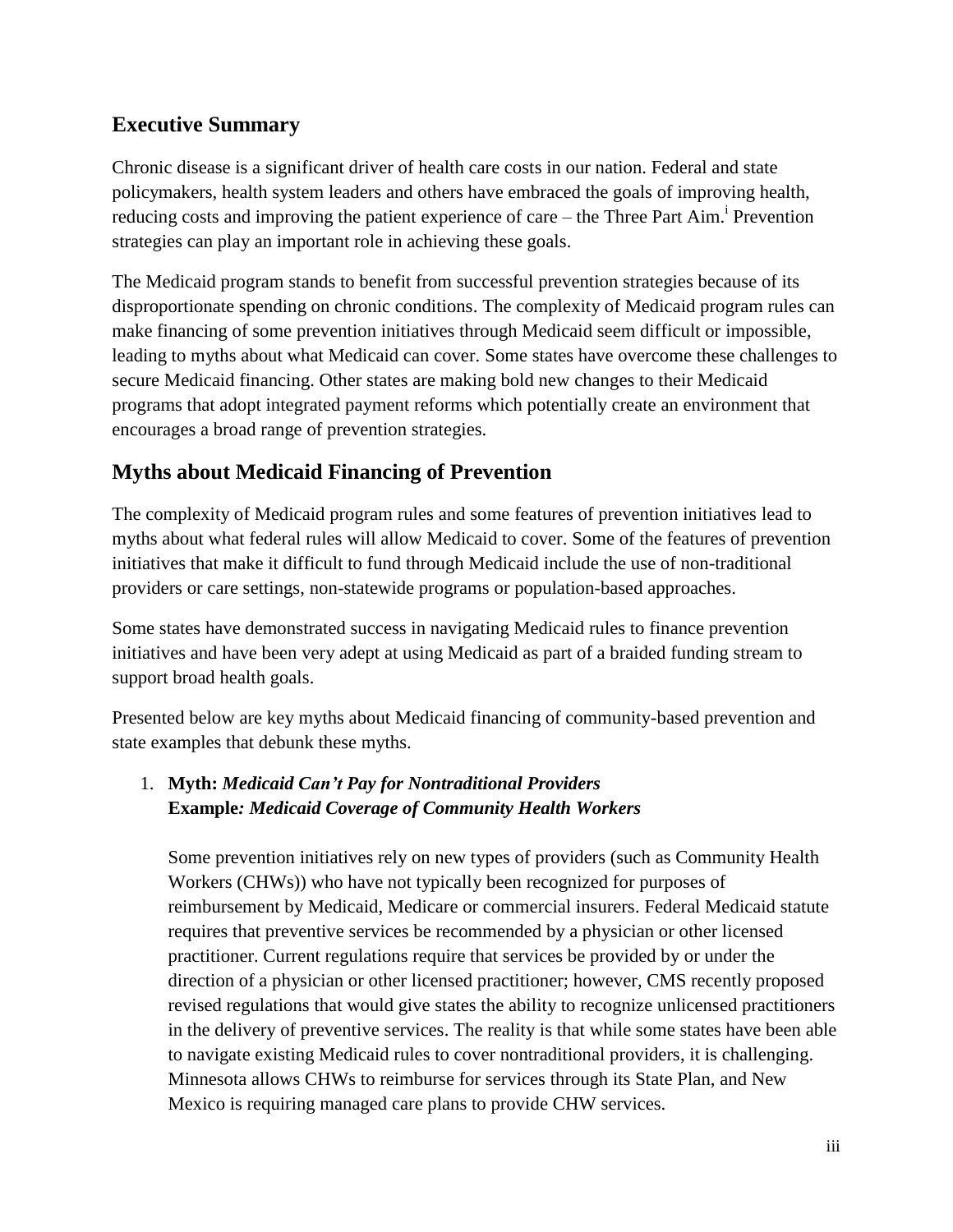## Executive Summary

Chronic disease is a significant driver of health care costs in our nation. Federal and state policymakers, health system leaders and others have embraced the goals of improving health, reducing costs and improving the patient experience of care – the Three Part Aim.[i] Prevention strategies can play an important role in achieving these goals.

The Medicaid program stands to benefit from successful prevention strategies because of its disproportionate spending on chronic conditions. The complexity of Medicaid program rules can make financing of some prevention initiatives through Medicaid seem difficult or impossible, leading to myths about what Medicaid can cover. Some states have overcome these challenges to secure Medicaid financing. Other states are making bold new changes to their Medicaid programs that adopt integrated payment reforms which potentially create an environment that encourages a broad range of prevention strategies.

## Myths about Medicaid Financing of Prevention

The complexity of Medicaid program rules and some features of prevention initiatives lead to myths about what federal rules will allow Medicaid to cover. Some of the features of prevention initiatives that make it difficult to fund through Medicaid include the use of non-traditional providers or care settings, non-statewide programs or population-based approaches.

Some states have demonstrated success in navigating Medicaid rules to finance prevention initiatives and have been very adept at using Medicaid as part of a braided funding stream to support broad health goals.

Presented below are key myths about Medicaid financing of community-based prevention and state examples that debunk these myths.

1. **Myth:** ***Medicaid Can't Pay for Nontraditional Providers***
   **Example*: Medicaid Coverage of Community Health Workers***

   Some prevention initiatives rely on new types of providers (such as Community Health Workers (CHWs)) who have not typically been recognized for purposes of reimbursement by Medicaid, Medicare or commercial insurers. Federal Medicaid statute requires that preventive services be recommended by a physician or other licensed practitioner. Current regulations require that services be provided by or under the direction of a physician or other licensed practitioner; however, CMS recently proposed revised regulations that would give states the ability to recognize unlicensed practitioners in the delivery of preventive services. The reality is that while some states have been able to navigate existing Medicaid rules to cover nontraditional providers, it is challenging. Minnesota allows CHWs to reimburse for services through its State Plan, and New Mexico is requiring managed care plans to provide CHW services.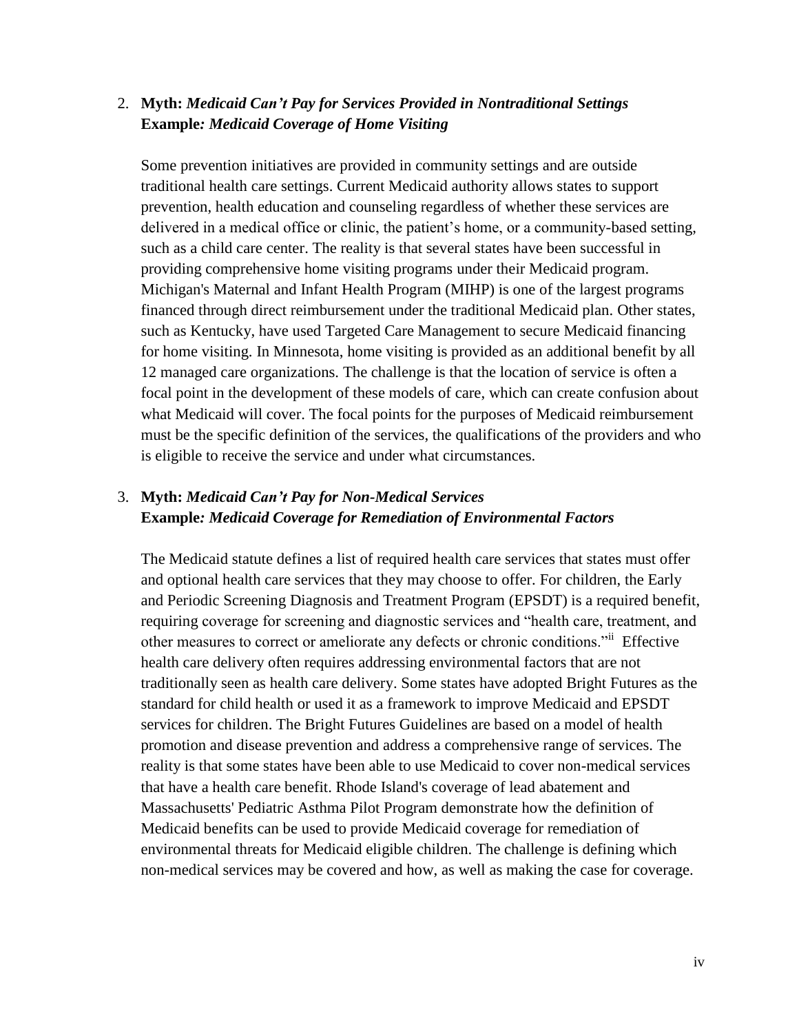2. **Myth:** ***Medicaid Can't Pay for Services Provided in Nontraditional Settings***
   **Example*: Medicaid Coverage of Home Visiting***

   Some prevention initiatives are provided in community settings and are outside traditional health care settings. Current Medicaid authority allows states to support prevention, health education and counseling regardless of whether these services are delivered in a medical office or clinic, the patient's home, or a community-based setting, such as a child care center. The reality is that several states have been successful in providing comprehensive home visiting programs under their Medicaid program. Michigan's Maternal and Infant Health Program (MIHP) is one of the largest programs financed through direct reimbursement under the traditional Medicaid plan. Other states, such as Kentucky, have used Targeted Care Management to secure Medicaid financing for home visiting. In Minnesota, home visiting is provided as an additional benefit by all 12 managed care organizations. The challenge is that the location of service is often a focal point in the development of these models of care, which can create confusion about what Medicaid will cover. The focal points for the purposes of Medicaid reimbursement must be the specific definition of the services, the qualifications of the providers and who is eligible to receive the service and under what circumstances.

3. **Myth:** ***Medicaid Can't Pay for Non-Medical Services***
   **Example*: Medicaid Coverage for Remediation of Environmental Factors***

   The Medicaid statute defines a list of required health care services that states must offer and optional health care services that they may choose to offer. For children, the Early and Periodic Screening Diagnosis and Treatment Program (EPSDT) is a required benefit, requiring coverage for screening and diagnostic services and "health care, treatment, and other measures to correct or ameliorate any defects or chronic conditions."[ii] Effective health care delivery often requires addressing environmental factors that are not traditionally seen as health care delivery. Some states have adopted Bright Futures as the standard for child health or used it as a framework to improve Medicaid and EPSDT services for children. The Bright Futures Guidelines are based on a model of health promotion and disease prevention and address a comprehensive range of services. The reality is that some states have been able to use Medicaid to cover non-medical services that have a health care benefit. Rhode Island's coverage of lead abatement and Massachusetts' Pediatric Asthma Pilot Program demonstrate how the definition of Medicaid benefits can be used to provide Medicaid coverage for remediation of environmental threats for Medicaid eligible children. The challenge is defining which non-medical services may be covered and how, as well as making the case for coverage.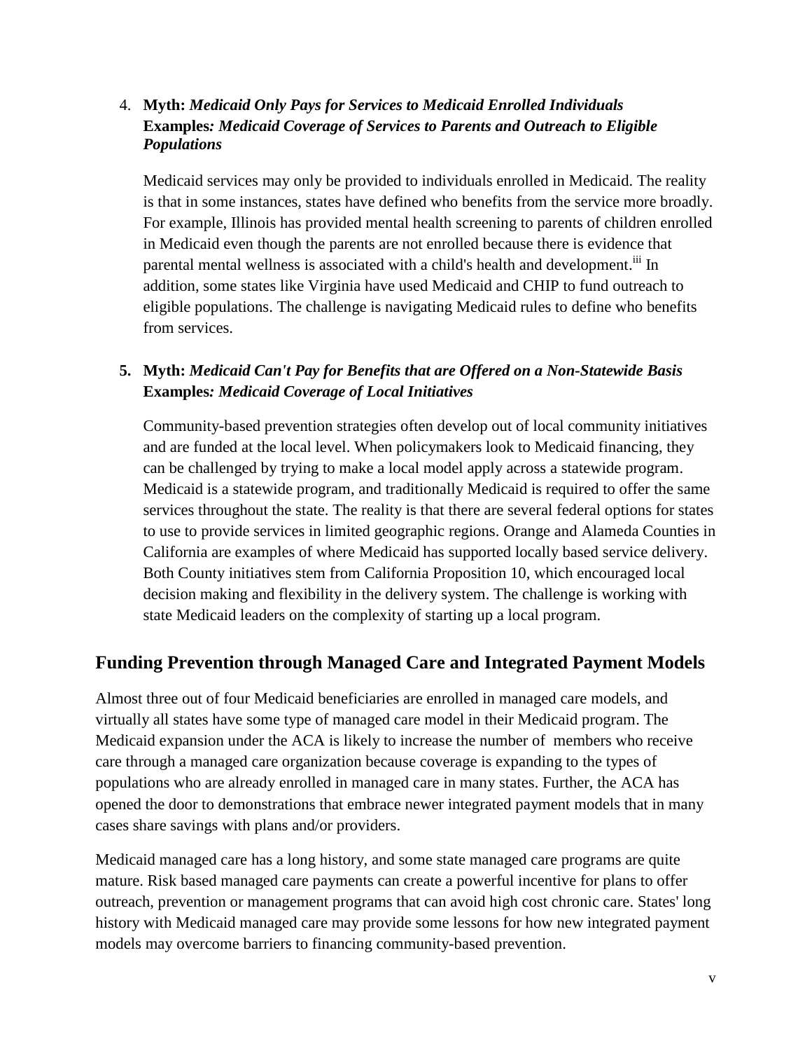4. **Myth:** ***Medicaid Only Pays for Services to Medicaid Enrolled Individuals***
   **Examples*: Medicaid Coverage of Services to Parents and Outreach to Eligible Populations***

   Medicaid services may only be provided to individuals enrolled in Medicaid. The reality is that in some instances, states have defined who benefits from the service more broadly. For example, Illinois has provided mental health screening to parents of children enrolled in Medicaid even though the parents are not enrolled because there is evidence that parental mental wellness is associated with a child's health and development.[iii] In addition, some states like Virginia have used Medicaid and CHIP to fund outreach to eligible populations. The challenge is navigating Medicaid rules to define who benefits from services.

5. **Myth:** ***Medicaid Can't Pay for Benefits that are Offered on a Non-Statewide Basis***
   **Examples*: Medicaid Coverage of Local Initiatives***

   Community-based prevention strategies often develop out of local community initiatives and are funded at the local level. When policymakers look to Medicaid financing, they can be challenged by trying to make a local model apply across a statewide program. Medicaid is a statewide program, and traditionally Medicaid is required to offer the same services throughout the state. The reality is that there are several federal options for states to use to provide services in limited geographic regions. Orange and Alameda Counties in California are examples of where Medicaid has supported locally based service delivery. Both County initiatives stem from California Proposition 10, which encouraged local decision making and flexibility in the delivery system. The challenge is working with state Medicaid leaders on the complexity of starting up a local program.

## Funding Prevention through Managed Care and Integrated Payment Models

Almost three out of four Medicaid beneficiaries are enrolled in managed care models, and virtually all states have some type of managed care model in their Medicaid program. The Medicaid expansion under the ACA is likely to increase the number of members who receive care through a managed care organization because coverage is expanding to the types of populations who are already enrolled in managed care in many states. Further, the ACA has opened the door to demonstrations that embrace newer integrated payment models that in many cases share savings with plans and/or providers.

Medicaid managed care has a long history, and some state managed care programs are quite mature. Risk based managed care payments can create a powerful incentive for plans to offer outreach, prevention or management programs that can avoid high cost chronic care. States' long history with Medicaid managed care may provide some lessons for how new integrated payment models may overcome barriers to financing community-based prevention.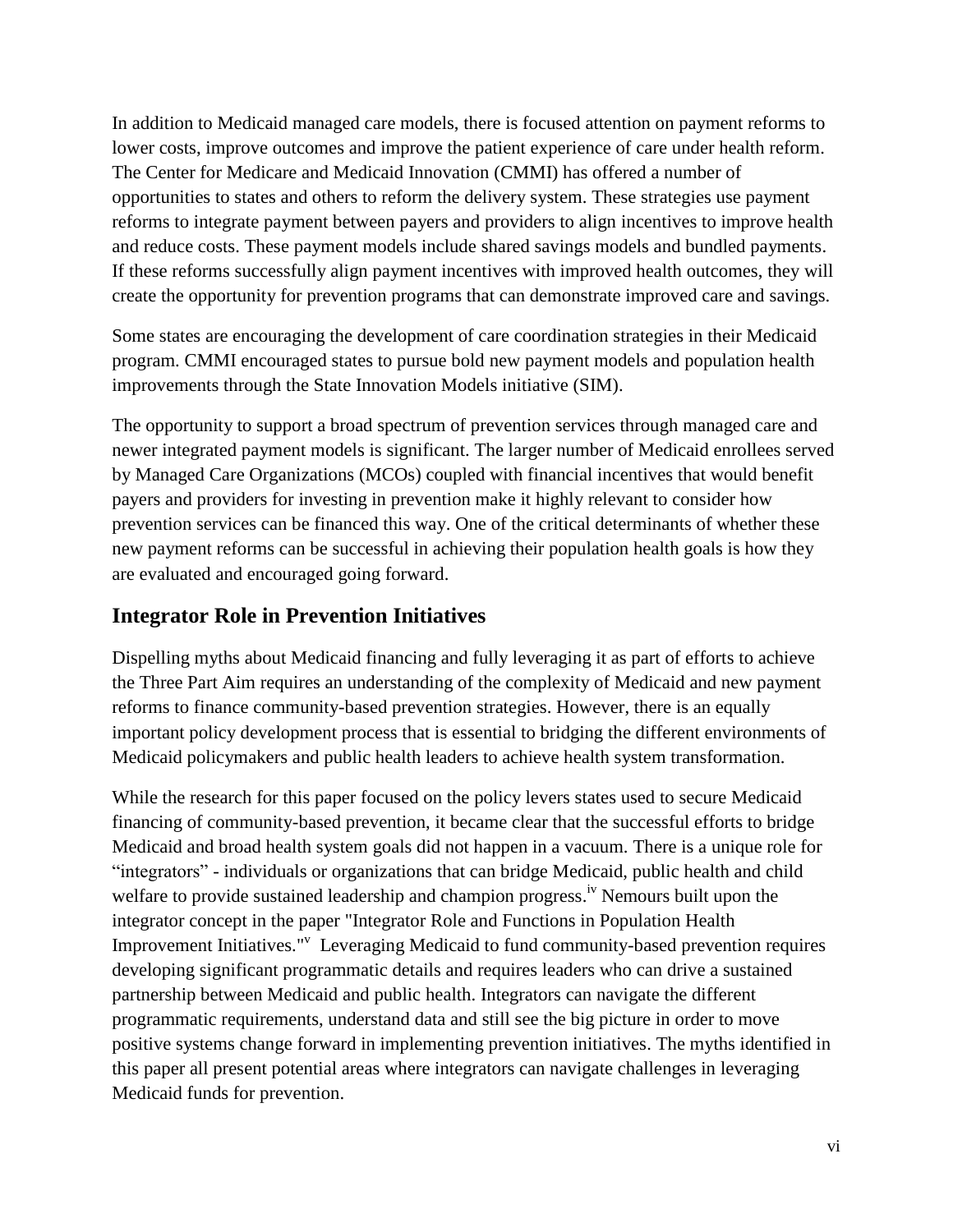In addition to Medicaid managed care models, there is focused attention on payment reforms to lower costs, improve outcomes and improve the patient experience of care under health reform. The Center for Medicare and Medicaid Innovation (CMMI) has offered a number of opportunities to states and others to reform the delivery system. These strategies use payment reforms to integrate payment between payers and providers to align incentives to improve health and reduce costs. These payment models include shared savings models and bundled payments. If these reforms successfully align payment incentives with improved health outcomes, they will create the opportunity for prevention programs that can demonstrate improved care and savings.

Some states are encouraging the development of care coordination strategies in their Medicaid program. CMMI encouraged states to pursue bold new payment models and population health improvements through the State Innovation Models initiative (SIM).

The opportunity to support a broad spectrum of prevention services through managed care and newer integrated payment models is significant. The larger number of Medicaid enrollees served by Managed Care Organizations (MCOs) coupled with financial incentives that would benefit payers and providers for investing in prevention make it highly relevant to consider how prevention services can be financed this way. One of the critical determinants of whether these new payment reforms can be successful in achieving their population health goals is how they are evaluated and encouraged going forward.

## Integrator Role in Prevention Initiatives

Dispelling myths about Medicaid financing and fully leveraging it as part of efforts to achieve the Three Part Aim requires an understanding of the complexity of Medicaid and new payment reforms to finance community-based prevention strategies. However, there is an equally important policy development process that is essential to bridging the different environments of Medicaid policymakers and public health leaders to achieve health system transformation.

While the research for this paper focused on the policy levers states used to secure Medicaid financing of community-based prevention, it became clear that the successful efforts to bridge Medicaid and broad health system goals did not happen in a vacuum. There is a unique role for "integrators" - individuals or organizations that can bridge Medicaid, public health and child welfare to provide sustained leadership and champion progress.[iv] Nemours built upon the integrator concept in the paper "Integrator Role and Functions in Population Health Improvement Initiatives."[v] Leveraging Medicaid to fund community-based prevention requires developing significant programmatic details and requires leaders who can drive a sustained partnership between Medicaid and public health. Integrators can navigate the different programmatic requirements, understand data and still see the big picture in order to move positive systems change forward in implementing prevention initiatives. The myths identified in this paper all present potential areas where integrators can navigate challenges in leveraging Medicaid funds for prevention.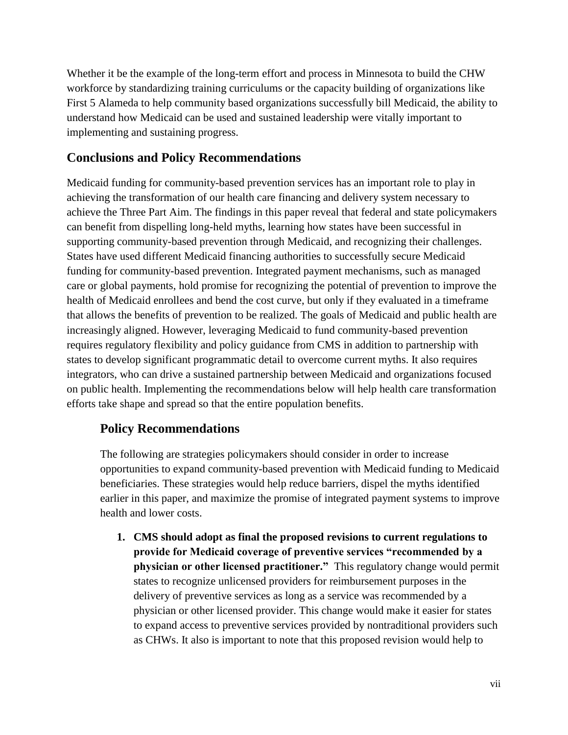Whether it be the example of the long-term effort and process in Minnesota to build the CHW workforce by standardizing training curriculums or the capacity building of organizations like First 5 Alameda to help community based organizations successfully bill Medicaid, the ability to understand how Medicaid can be used and sustained leadership were vitally important to implementing and sustaining progress.

## Conclusions and Policy Recommendations

Medicaid funding for community-based prevention services has an important role to play in achieving the transformation of our health care financing and delivery system necessary to achieve the Three Part Aim. The findings in this paper reveal that federal and state policymakers can benefit from dispelling long-held myths, learning how states have been successful in supporting community-based prevention through Medicaid, and recognizing their challenges. States have used different Medicaid financing authorities to successfully secure Medicaid funding for community-based prevention. Integrated payment mechanisms, such as managed care or global payments, hold promise for recognizing the potential of prevention to improve the health of Medicaid enrollees and bend the cost curve, but only if they evaluated in a timeframe that allows the benefits of prevention to be realized. The goals of Medicaid and public health are increasingly aligned. However, leveraging Medicaid to fund community-based prevention requires regulatory flexibility and policy guidance from CMS in addition to partnership with states to develop significant programmatic detail to overcome current myths. It also requires integrators, who can drive a sustained partnership between Medicaid and organizations focused on public health. Implementing the recommendations below will help health care transformation efforts take shape and spread so that the entire population benefits.

### Policy Recommendations

The following are strategies policymakers should consider in order to increase opportunities to expand community-based prevention with Medicaid funding to Medicaid beneficiaries. These strategies would help reduce barriers, dispel the myths identified earlier in this paper, and maximize the promise of integrated payment systems to improve health and lower costs.

1. **CMS should adopt as final the proposed revisions to current regulations to provide for Medicaid coverage of preventive services "recommended by a physician or other licensed practitioner."** This regulatory change would permit states to recognize unlicensed providers for reimbursement purposes in the delivery of preventive services as long as a service was recommended by a physician or other licensed provider. This change would make it easier for states to expand access to preventive services provided by nontraditional providers such as CHWs. It also is important to note that this proposed revision would help to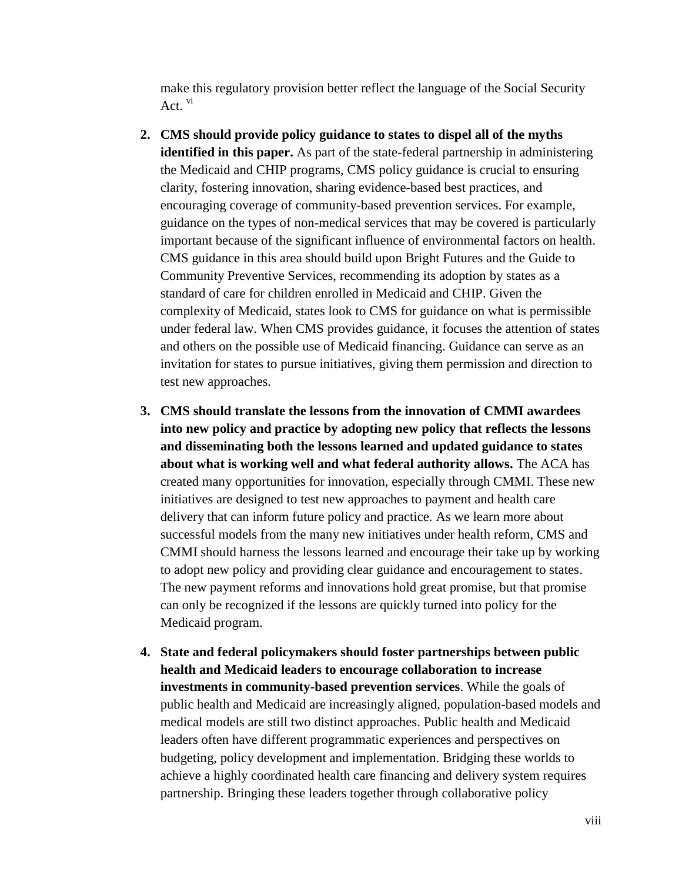make this regulatory provision better reflect the language of the Social Security Act. [vi]

2. **CMS should provide policy guidance to states to dispel all of the myths identified in this paper.** As part of the state-federal partnership in administering the Medicaid and CHIP programs, CMS policy guidance is crucial to ensuring clarity, fostering innovation, sharing evidence-based best practices, and encouraging coverage of community-based prevention services. For example, guidance on the types of non-medical services that may be covered is particularly important because of the significant influence of environmental factors on health. CMS guidance in this area should build upon Bright Futures and the Guide to Community Preventive Services, recommending its adoption by states as a standard of care for children enrolled in Medicaid and CHIP. Given the complexity of Medicaid, states look to CMS for guidance on what is permissible under federal law. When CMS provides guidance, it focuses the attention of states and others on the possible use of Medicaid financing. Guidance can serve as an invitation for states to pursue initiatives, giving them permission and direction to test new approaches.

3. **CMS should translate the lessons from the innovation of CMMI awardees into new policy and practice by adopting new policy that reflects the lessons and disseminating both the lessons learned and updated guidance to states about what is working well and what federal authority allows.** The ACA has created many opportunities for innovation, especially through CMMI. These new initiatives are designed to test new approaches to payment and health care delivery that can inform future policy and practice. As we learn more about successful models from the many new initiatives under health reform, CMS and CMMI should harness the lessons learned and encourage their take up by working to adopt new policy and providing clear guidance and encouragement to states. The new payment reforms and innovations hold great promise, but that promise can only be recognized if the lessons are quickly turned into policy for the Medicaid program.

4. **State and federal policymakers should foster partnerships between public health and Medicaid leaders to encourage collaboration to increase investments in community-based prevention services**. While the goals of public health and Medicaid are increasingly aligned, population-based models and medical models are still two distinct approaches. Public health and Medicaid leaders often have different programmatic experiences and perspectives on budgeting, policy development and implementation. Bridging these worlds to achieve a highly coordinated health care financing and delivery system requires partnership. Bringing these leaders together through collaborative policy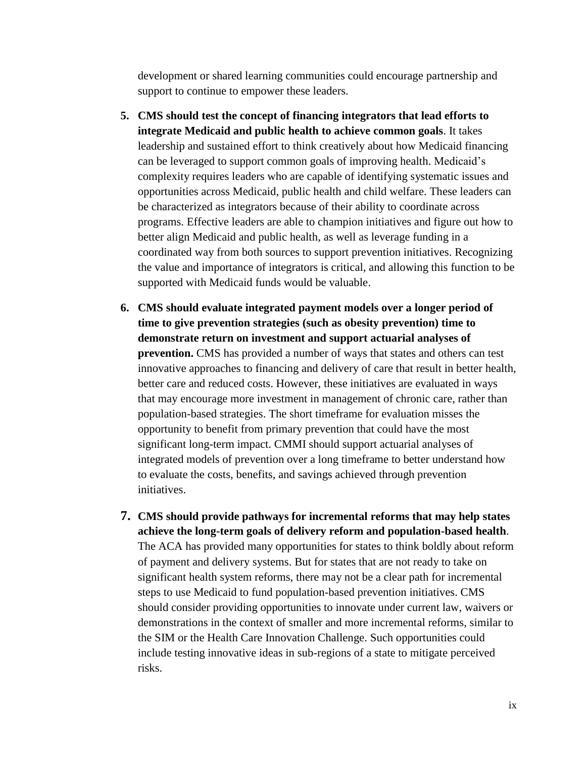development or shared learning communities could encourage partnership and support to continue to empower these leaders.

5. **CMS should test the concept of financing integrators that lead efforts to integrate Medicaid and public health to achieve common goals**. It takes leadership and sustained effort to think creatively about how Medicaid financing can be leveraged to support common goals of improving health. Medicaid's complexity requires leaders who are capable of identifying systematic issues and opportunities across Medicaid, public health and child welfare. These leaders can be characterized as integrators because of their ability to coordinate across programs. Effective leaders are able to champion initiatives and figure out how to better align Medicaid and public health, as well as leverage funding in a coordinated way from both sources to support prevention initiatives. Recognizing the value and importance of integrators is critical, and allowing this function to be supported with Medicaid funds would be valuable.

6. **CMS should evaluate integrated payment models over a longer period of time to give prevention strategies (such as obesity prevention) time to demonstrate return on investment and support actuarial analyses of prevention.** CMS has provided a number of ways that states and others can test innovative approaches to financing and delivery of care that result in better health, better care and reduced costs. However, these initiatives are evaluated in ways that may encourage more investment in management of chronic care, rather than population-based strategies. The short timeframe for evaluation misses the opportunity to benefit from primary prevention that could have the most significant long-term impact. CMMI should support actuarial analyses of integrated models of prevention over a long timeframe to better understand how to evaluate the costs, benefits, and savings achieved through prevention initiatives.

7. **CMS should provide pathways for incremental reforms that may help states achieve the long-term goals of delivery reform and population-based health**. The ACA has provided many opportunities for states to think boldly about reform of payment and delivery systems. But for states that are not ready to take on significant health system reforms, there may not be a clear path for incremental steps to use Medicaid to fund population-based prevention initiatives. CMS should consider providing opportunities to innovate under current law, waivers or demonstrations in the context of smaller and more incremental reforms, similar to the SIM or the Health Care Innovation Challenge. Such opportunities could include testing innovative ideas in sub-regions of a state to mitigate perceived risks.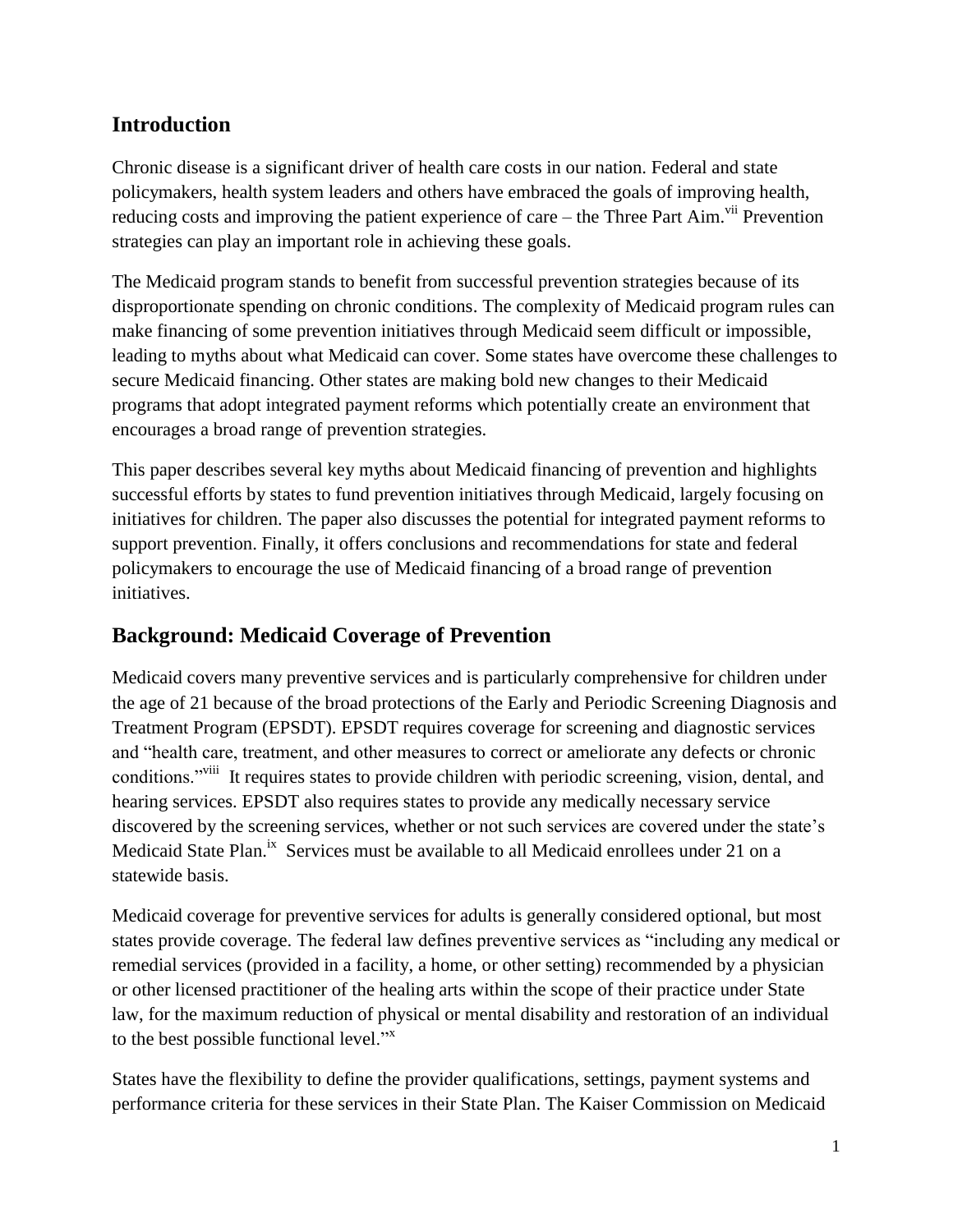## Introduction

Chronic disease is a significant driver of health care costs in our nation. Federal and state policymakers, health system leaders and others have embraced the goals of improving health, reducing costs and improving the patient experience of care – the Three Part Aim.[vii] Prevention strategies can play an important role in achieving these goals.

The Medicaid program stands to benefit from successful prevention strategies because of its disproportionate spending on chronic conditions. The complexity of Medicaid program rules can make financing of some prevention initiatives through Medicaid seem difficult or impossible, leading to myths about what Medicaid can cover. Some states have overcome these challenges to secure Medicaid financing. Other states are making bold new changes to their Medicaid programs that adopt integrated payment reforms which potentially create an environment that encourages a broad range of prevention strategies.

This paper describes several key myths about Medicaid financing of prevention and highlights successful efforts by states to fund prevention initiatives through Medicaid, largely focusing on initiatives for children. The paper also discusses the potential for integrated payment reforms to support prevention. Finally, it offers conclusions and recommendations for state and federal policymakers to encourage the use of Medicaid financing of a broad range of prevention initiatives.

## Background: Medicaid Coverage of Prevention

Medicaid covers many preventive services and is particularly comprehensive for children under the age of 21 because of the broad protections of the Early and Periodic Screening Diagnosis and Treatment Program (EPSDT). EPSDT requires coverage for screening and diagnostic services and "health care, treatment, and other measures to correct or ameliorate any defects or chronic conditions."[viii] It requires states to provide children with periodic screening, vision, dental, and hearing services. EPSDT also requires states to provide any medically necessary service discovered by the screening services, whether or not such services are covered under the state's Medicaid State Plan.[ix] Services must be available to all Medicaid enrollees under 21 on a statewide basis.

Medicaid coverage for preventive services for adults is generally considered optional, but most states provide coverage. The federal law defines preventive services as "including any medical or remedial services (provided in a facility, a home, or other setting) recommended by a physician or other licensed practitioner of the healing arts within the scope of their practice under State law, for the maximum reduction of physical or mental disability and restoration of an individual to the best possible functional level."[x]

States have the flexibility to define the provider qualifications, settings, payment systems and performance criteria for these services in their State Plan. The Kaiser Commission on Medicaid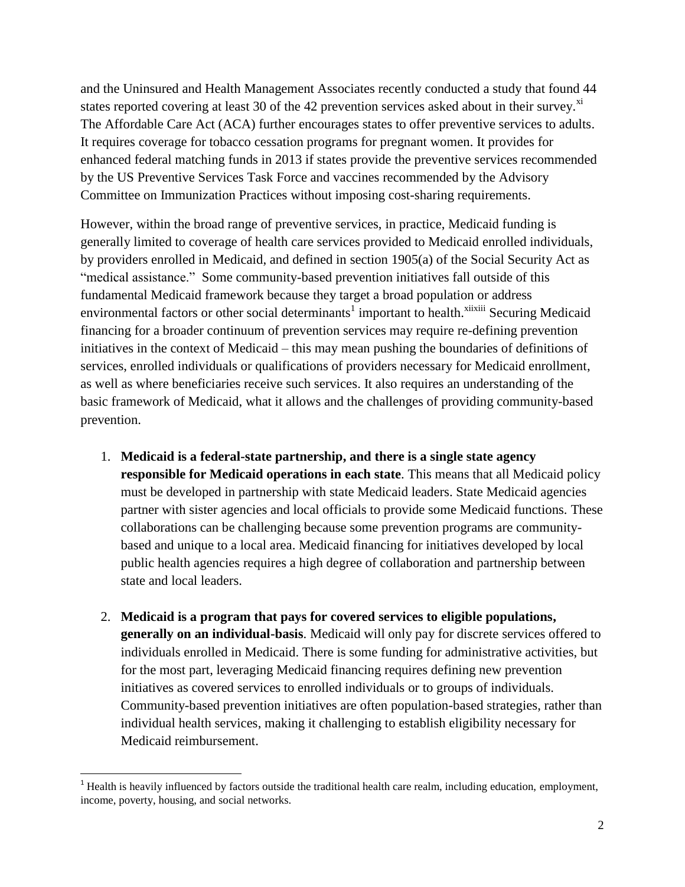and the Uninsured and Health Management Associates recently conducted a study that found 44 states reported covering at least 30 of the 42 prevention services asked about in their survey.[xi] The Affordable Care Act (ACA) further encourages states to offer preventive services to adults. It requires coverage for tobacco cessation programs for pregnant women. It provides for enhanced federal matching funds in 2013 if states provide the preventive services recommended by the US Preventive Services Task Force and vaccines recommended by the Advisory Committee on Immunization Practices without imposing cost-sharing requirements.

However, within the broad range of preventive services, in practice, Medicaid funding is generally limited to coverage of health care services provided to Medicaid enrolled individuals, by providers enrolled in Medicaid, and defined in section 1905(a) of the Social Security Act as "medical assistance." Some community-based prevention initiatives fall outside of this fundamental Medicaid framework because they target a broad population or address environmental factors or other social determinants[1] important to health.[xii][xiii] Securing Medicaid financing for a broader continuum of prevention services may require re-defining prevention initiatives in the context of Medicaid – this may mean pushing the boundaries of definitions of services, enrolled individuals or qualifications of providers necessary for Medicaid enrollment, as well as where beneficiaries receive such services. It also requires an understanding of the basic framework of Medicaid, what it allows and the challenges of providing community-based prevention.

1. **Medicaid is a federal-state partnership, and there is a single state agency responsible for Medicaid operations in each state**. This means that all Medicaid policy must be developed in partnership with state Medicaid leaders. State Medicaid agencies partner with sister agencies and local officials to provide some Medicaid functions. These collaborations can be challenging because some prevention programs are community-based and unique to a local area. Medicaid financing for initiatives developed by local public health agencies requires a high degree of collaboration and partnership between state and local leaders.

2. **Medicaid is a program that pays for covered services to eligible populations, generally on an individual-basis**. Medicaid will only pay for discrete services offered to individuals enrolled in Medicaid. There is some funding for administrative activities, but for the most part, leveraging Medicaid financing requires defining new prevention initiatives as covered services to enrolled individuals or to groups of individuals. Community-based prevention initiatives are often population-based strategies, rather than individual health services, making it challenging to establish eligibility necessary for Medicaid reimbursement.

[1] Health is heavily influenced by factors outside the traditional health care realm, including education, employment, income, poverty, housing, and social networks.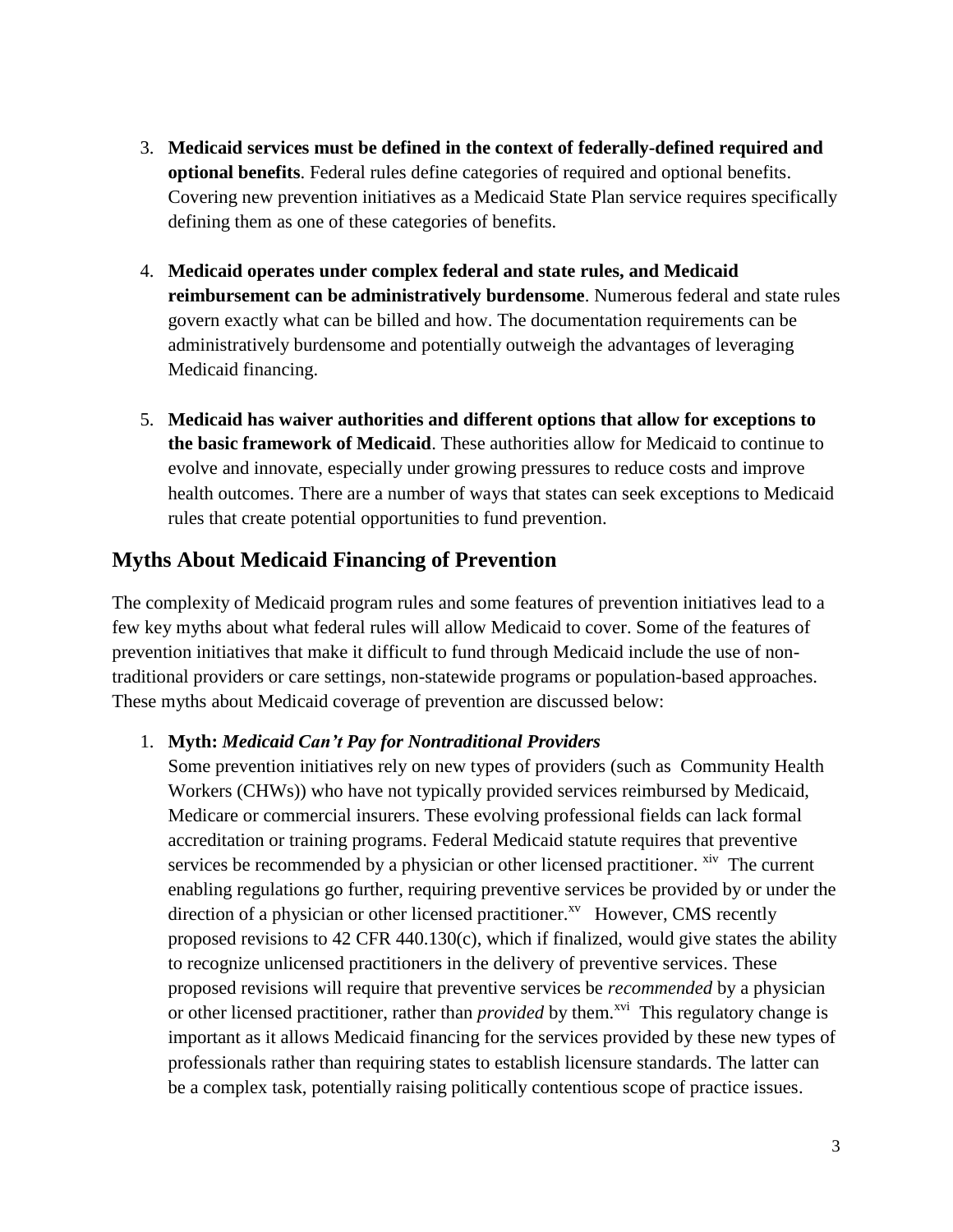3. **Medicaid services must be defined in the context of federally-defined required and optional benefits**. Federal rules define categories of required and optional benefits. Covering new prevention initiatives as a Medicaid State Plan service requires specifically defining them as one of these categories of benefits.

4. **Medicaid operates under complex federal and state rules, and Medicaid reimbursement can be administratively burdensome**. Numerous federal and state rules govern exactly what can be billed and how. The documentation requirements can be administratively burdensome and potentially outweigh the advantages of leveraging Medicaid financing.

5. **Medicaid has waiver authorities and different options that allow for exceptions to the basic framework of Medicaid**. These authorities allow for Medicaid to continue to evolve and innovate, especially under growing pressures to reduce costs and improve health outcomes. There are a number of ways that states can seek exceptions to Medicaid rules that create potential opportunities to fund prevention.

## Myths About Medicaid Financing of Prevention

The complexity of Medicaid program rules and some features of prevention initiatives lead to a few key myths about what federal rules will allow Medicaid to cover. Some of the features of prevention initiatives that make it difficult to fund through Medicaid include the use of non-traditional providers or care settings, non-statewide programs or population-based approaches. These myths about Medicaid coverage of prevention are discussed below:

1. **Myth:** ***Medicaid Can't Pay for Nontraditional Providers***
   Some prevention initiatives rely on new types of providers (such as Community Health Workers (CHWs)) who have not typically provided services reimbursed by Medicaid, Medicare or commercial insurers. These evolving professional fields can lack formal accreditation or training programs. Federal Medicaid statute requires that preventive services be recommended by a physician or other licensed practitioner. [xiv] The current enabling regulations go further, requiring preventive services be provided by or under the direction of a physician or other licensed practitioner.[xv] However, CMS recently proposed revisions to 42 CFR 440.130(c), which if finalized, would give states the ability to recognize unlicensed practitioners in the delivery of preventive services. These proposed revisions will require that preventive services be *recommended* by a physician or other licensed practitioner, rather than *provided* by them.[xvi] This regulatory change is important as it allows Medicaid financing for the services provided by these new types of professionals rather than requiring states to establish licensure standards. The latter can be a complex task, potentially raising politically contentious scope of practice issues.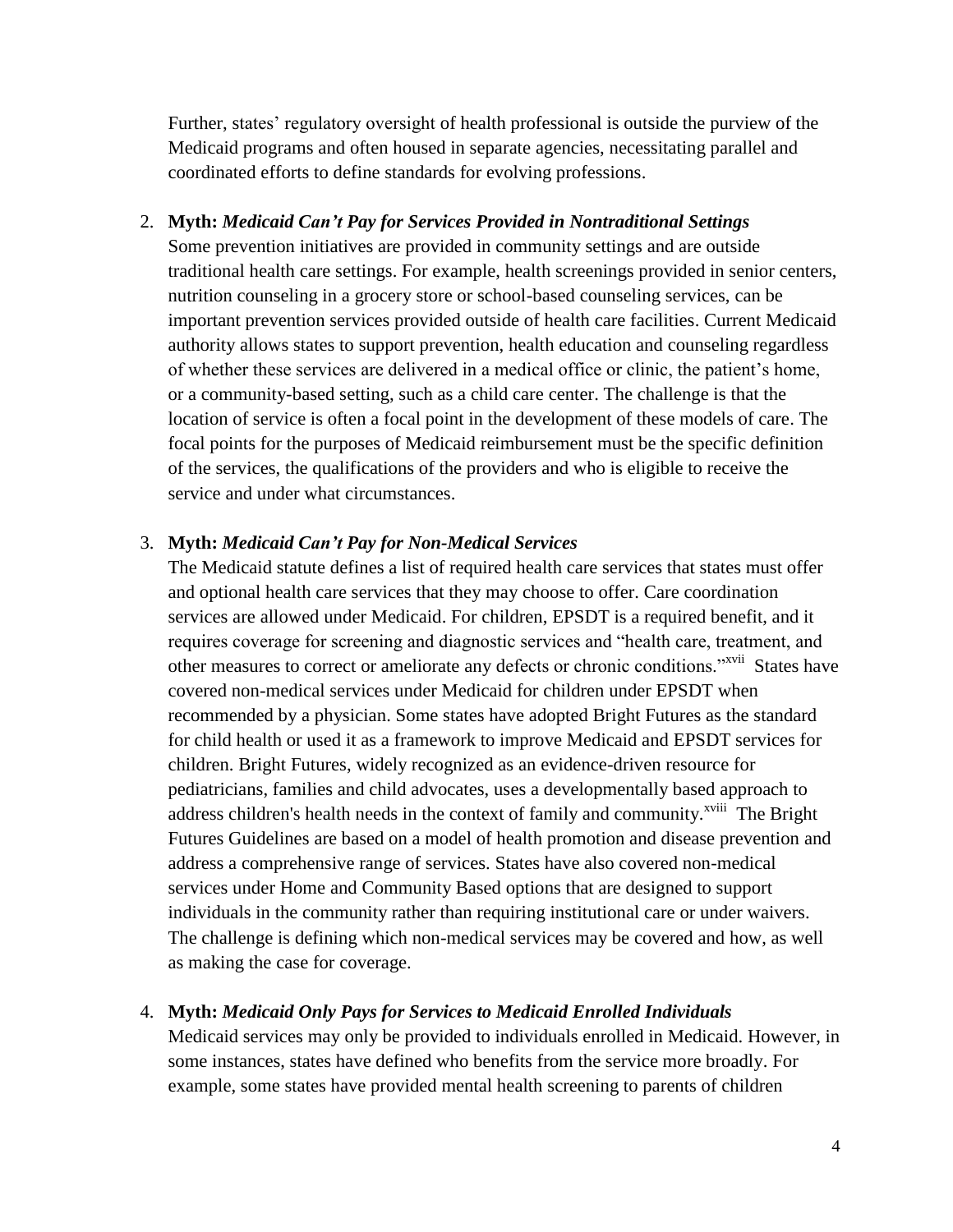Further, states' regulatory oversight of health professional is outside the purview of the Medicaid programs and often housed in separate agencies, necessitating parallel and coordinated efforts to define standards for evolving professions.

2. **Myth:** ***Medicaid Can't Pay for Services Provided in Nontraditional Settings***
   Some prevention initiatives are provided in community settings and are outside traditional health care settings. For example, health screenings provided in senior centers, nutrition counseling in a grocery store or school-based counseling services, can be important prevention services provided outside of health care facilities. Current Medicaid authority allows states to support prevention, health education and counseling regardless of whether these services are delivered in a medical office or clinic, the patient's home, or a community-based setting, such as a child care center. The challenge is that the location of service is often a focal point in the development of these models of care. The focal points for the purposes of Medicaid reimbursement must be the specific definition of the services, the qualifications of the providers and who is eligible to receive the service and under what circumstances.

3. **Myth:** ***Medicaid Can't Pay for Non-Medical Services***
   The Medicaid statute defines a list of required health care services that states must offer and optional health care services that they may choose to offer. Care coordination services are allowed under Medicaid. For children, EPSDT is a required benefit, and it requires coverage for screening and diagnostic services and "health care, treatment, and other measures to correct or ameliorate any defects or chronic conditions."[xvii] States have covered non-medical services under Medicaid for children under EPSDT when recommended by a physician. Some states have adopted Bright Futures as the standard for child health or used it as a framework to improve Medicaid and EPSDT services for children. Bright Futures, widely recognized as an evidence-driven resource for pediatricians, families and child advocates, uses a developmentally based approach to address children's health needs in the context of family and community.[xviii] The Bright Futures Guidelines are based on a model of health promotion and disease prevention and address a comprehensive range of services. States have also covered non-medical services under Home and Community Based options that are designed to support individuals in the community rather than requiring institutional care or under waivers. The challenge is defining which non-medical services may be covered and how, as well as making the case for coverage.

4. **Myth:** ***Medicaid Only Pays for Services to Medicaid Enrolled Individuals***
   Medicaid services may only be provided to individuals enrolled in Medicaid. However, in some instances, states have defined who benefits from the service more broadly. For example, some states have provided mental health screening to parents of children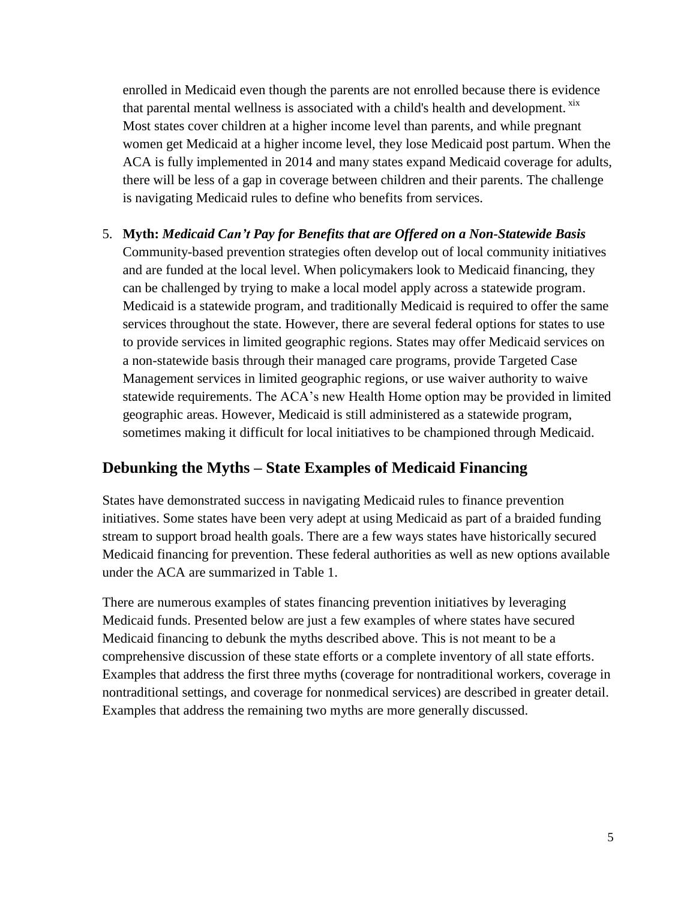enrolled in Medicaid even though the parents are not enrolled because there is evidence that parental mental wellness is associated with a child's health and development. [xix] Most states cover children at a higher income level than parents, and while pregnant women get Medicaid at a higher income level, they lose Medicaid post partum. When the ACA is fully implemented in 2014 and many states expand Medicaid coverage for adults, there will be less of a gap in coverage between children and their parents. The challenge is navigating Medicaid rules to define who benefits from services.

5. **Myth:** ***Medicaid Can't Pay for Benefits that are Offered on a Non-Statewide Basis*** Community-based prevention strategies often develop out of local community initiatives and are funded at the local level. When policymakers look to Medicaid financing, they can be challenged by trying to make a local model apply across a statewide program. Medicaid is a statewide program, and traditionally Medicaid is required to offer the same services throughout the state. However, there are several federal options for states to use to provide services in limited geographic regions. States may offer Medicaid services on a non-statewide basis through their managed care programs, provide Targeted Case Management services in limited geographic regions, or use waiver authority to waive statewide requirements. The ACA's new Health Home option may be provided in limited geographic areas. However, Medicaid is still administered as a statewide program, sometimes making it difficult for local initiatives to be championed through Medicaid.

## Debunking the Myths – State Examples of Medicaid Financing

States have demonstrated success in navigating Medicaid rules to finance prevention initiatives. Some states have been very adept at using Medicaid as part of a braided funding stream to support broad health goals. There are a few ways states have historically secured Medicaid financing for prevention. These federal authorities as well as new options available under the ACA are summarized in Table 1.

There are numerous examples of states financing prevention initiatives by leveraging Medicaid funds. Presented below are just a few examples of where states have secured Medicaid financing to debunk the myths described above. This is not meant to be a comprehensive discussion of these state efforts or a complete inventory of all state efforts. Examples that address the first three myths (coverage for nontraditional workers, coverage in nontraditional settings, and coverage for nonmedical services) are described in greater detail. Examples that address the remaining two myths are more generally discussed.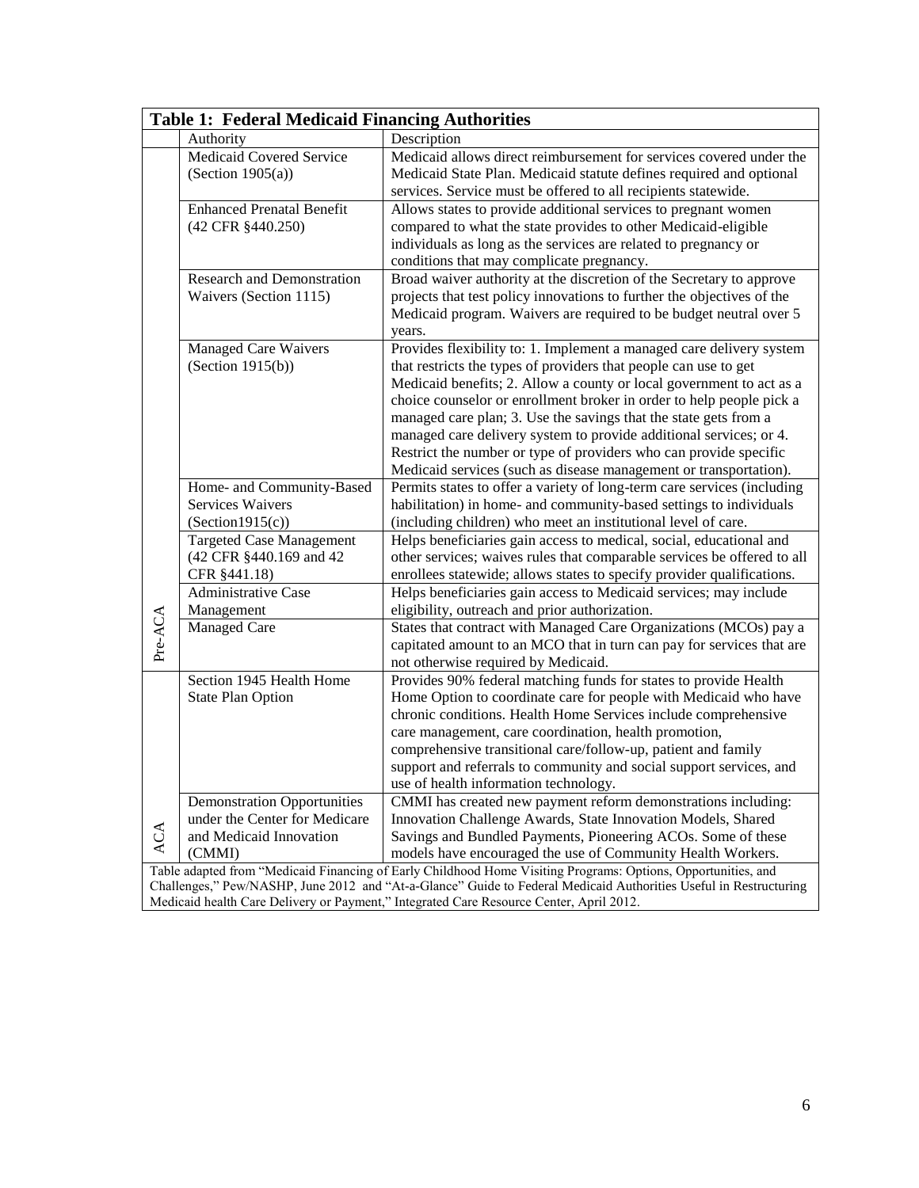**Table 1: Federal Medicaid Financing Authorities**

| | Authority | Description |
|---|---|---|
| Pre-ACA | Medicaid Covered Service (Section 1905(a)) | Medicaid allows direct reimbursement for services covered under the Medicaid State Plan. Medicaid statute defines required and optional services. Service must be offered to all recipients statewide. |
| | Enhanced Prenatal Benefit (42 CFR §440.250) | Allows states to provide additional services to pregnant women compared to what the state provides to other Medicaid-eligible individuals as long as the services are related to pregnancy or conditions that may complicate pregnancy. |
| | Research and Demonstration Waivers (Section 1115) | Broad waiver authority at the discretion of the Secretary to approve projects that test policy innovations to further the objectives of the Medicaid program. Waivers are required to be budget neutral over 5 years. |
| | Managed Care Waivers (Section 1915(b)) | Provides flexibility to: 1. Implement a managed care delivery system that restricts the types of providers that people can use to get Medicaid benefits; 2. Allow a county or local government to act as a choice counselor or enrollment broker in order to help people pick a managed care plan; 3. Use the savings that the state gets from a managed care delivery system to provide additional services; or 4. Restrict the number or type of providers who can provide specific Medicaid services (such as disease management or transportation). |
| | Home- and Community-Based Services Waivers (Section1915(c)) | Permits states to offer a variety of long-term care services (including habilitation) in home- and community-based settings to individuals (including children) who meet an institutional level of care. |
| | Targeted Case Management (42 CFR §440.169 and 42 CFR §441.18) | Helps beneficiaries gain access to medical, social, educational and other services; waives rules that comparable services be offered to all enrollees statewide; allows states to specify provider qualifications. |
| | Administrative Case Management | Helps beneficiaries gain access to Medicaid services; may include eligibility, outreach and prior authorization. |
| | Managed Care | States that contract with Managed Care Organizations (MCOs) pay a capitated amount to an MCO that in turn can pay for services that are not otherwise required by Medicaid. |
| ACA | Section 1945 Health Home State Plan Option | Provides 90% federal matching funds for states to provide Health Home Option to coordinate care for people with Medicaid who have chronic conditions. Health Home Services include comprehensive care management, care coordination, health promotion, comprehensive transitional care/follow-up, patient and family support and referrals to community and social support services, and use of health information technology. |
| | Demonstration Opportunities under the Center for Medicare and Medicaid Innovation (CMMI) | CMMI has created new payment reform demonstrations including: Innovation Challenge Awards, State Innovation Models, Shared Savings and Bundled Payments, Pioneering ACOs. Some of these models have encouraged the use of Community Health Workers. |

Table adapted from "Medicaid Financing of Early Childhood Home Visiting Programs: Options, Opportunities, and Challenges," Pew/NASHP, June 2012 and "At-a-Glance" Guide to Federal Medicaid Authorities Useful in Restructuring Medicaid health Care Delivery or Payment," Integrated Care Resource Center, April 2012.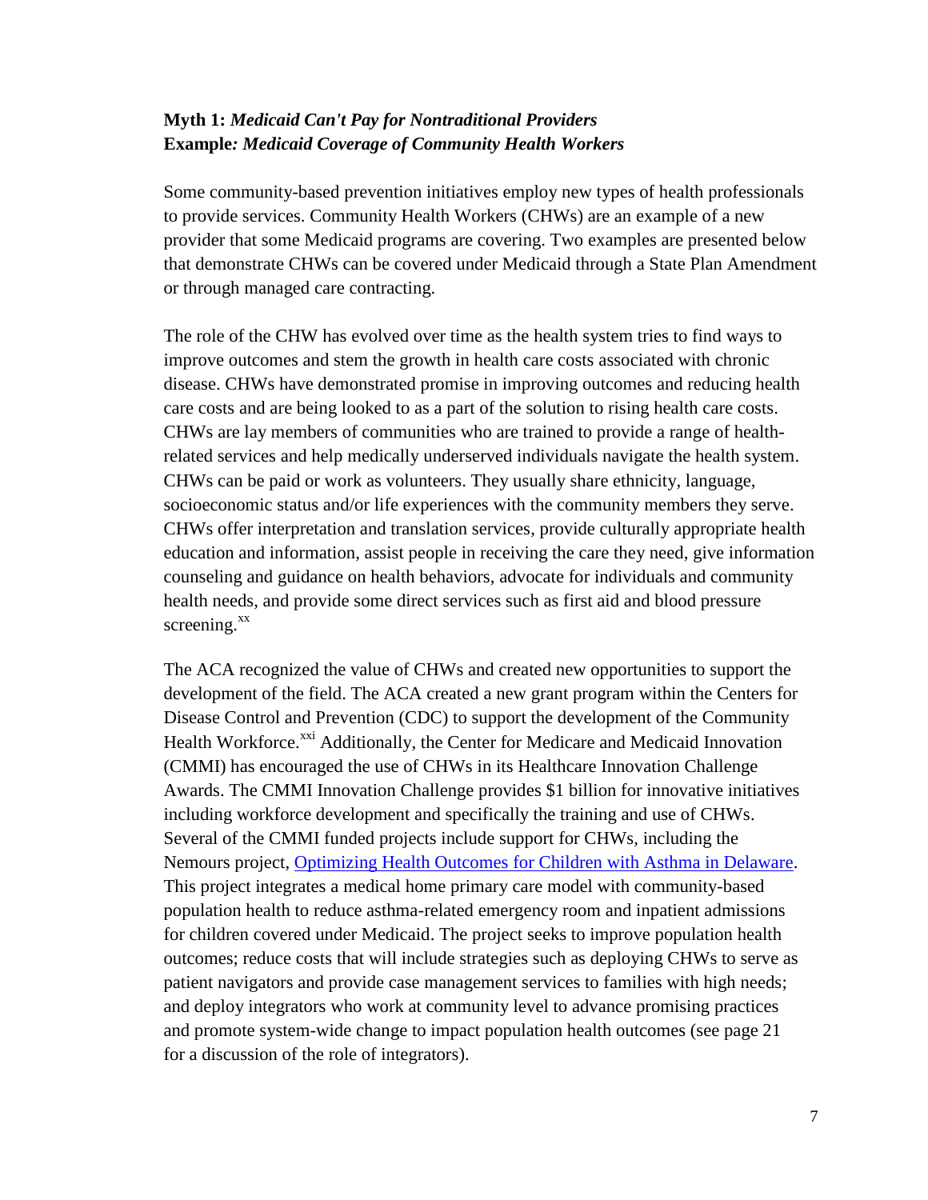**Myth 1:** ***Medicaid Can't Pay for Nontraditional Providers***
**Example*: Medicaid Coverage of Community Health Workers***

Some community-based prevention initiatives employ new types of health professionals to provide services. Community Health Workers (CHWs) are an example of a new provider that some Medicaid programs are covering. Two examples are presented below that demonstrate CHWs can be covered under Medicaid through a State Plan Amendment or through managed care contracting.

The role of the CHW has evolved over time as the health system tries to find ways to improve outcomes and stem the growth in health care costs associated with chronic disease. CHWs have demonstrated promise in improving outcomes and reducing health care costs and are being looked to as a part of the solution to rising health care costs. CHWs are lay members of communities who are trained to provide a range of health-related services and help medically underserved individuals navigate the health system. CHWs can be paid or work as volunteers. They usually share ethnicity, language, socioeconomic status and/or life experiences with the community members they serve. CHWs offer interpretation and translation services, provide culturally appropriate health education and information, assist people in receiving the care they need, give information counseling and guidance on health behaviors, advocate for individuals and community health needs, and provide some direct services such as first aid and blood pressure screening.[xx]

The ACA recognized the value of CHWs and created new opportunities to support the development of the field. The ACA created a new grant program within the Centers for Disease Control and Prevention (CDC) to support the development of the Community Health Workforce.[xxi] Additionally, the Center for Medicare and Medicaid Innovation (CMMI) has encouraged the use of CHWs in its Healthcare Innovation Challenge Awards. The CMMI Innovation Challenge provides $1 billion for innovative initiatives including workforce development and specifically the training and use of CHWs. Several of the CMMI funded projects include support for CHWs, including the Nemours project, Optimizing Health Outcomes for Children with Asthma in Delaware. This project integrates a medical home primary care model with community-based population health to reduce asthma-related emergency room and inpatient admissions for children covered under Medicaid. The project seeks to improve population health outcomes; reduce costs that will include strategies such as deploying CHWs to serve as patient navigators and provide case management services to families with high needs; and deploy integrators who work at community level to advance promising practices and promote system-wide change to impact population health outcomes (see page 21 for a discussion of the role of integrators).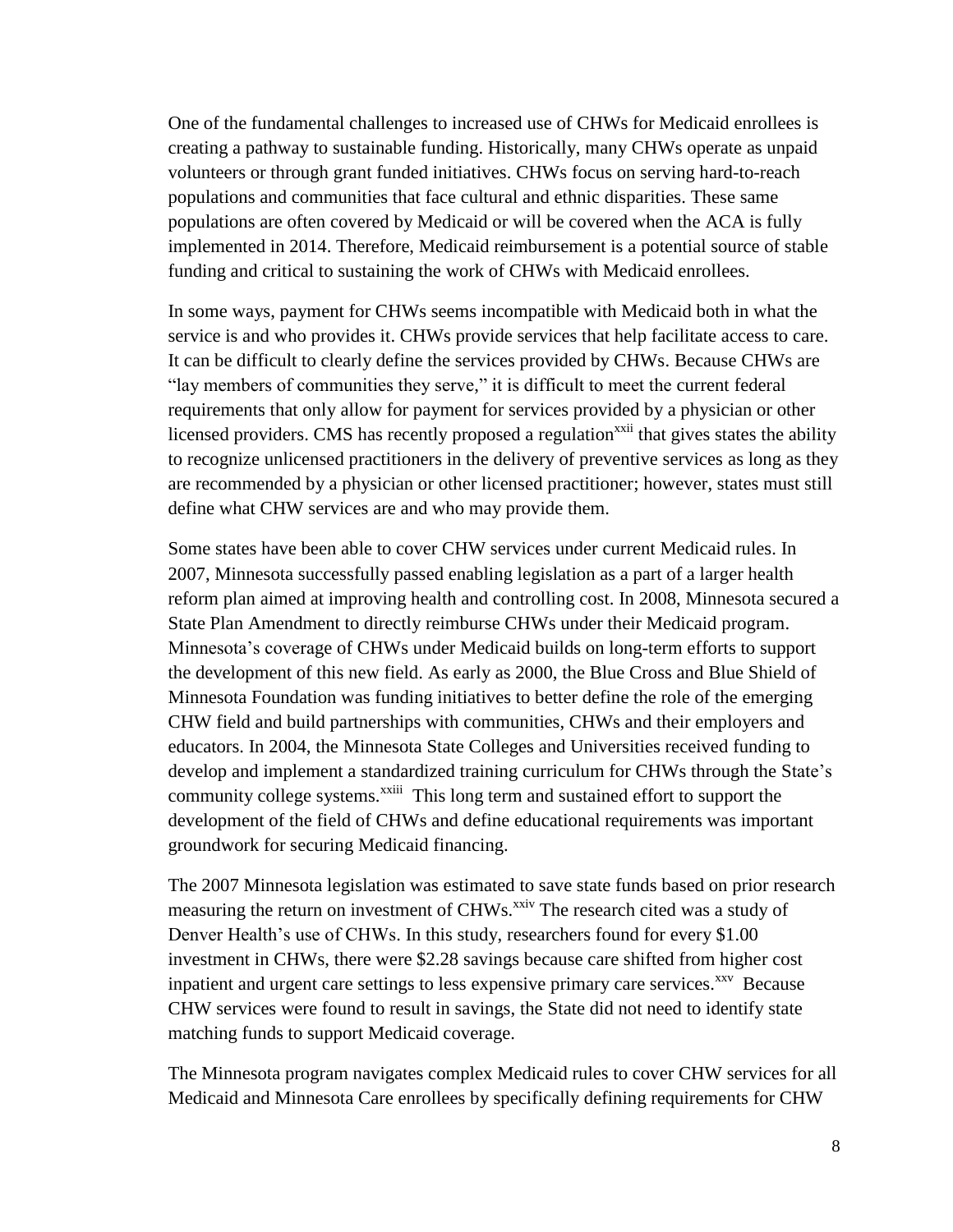One of the fundamental challenges to increased use of CHWs for Medicaid enrollees is creating a pathway to sustainable funding. Historically, many CHWs operate as unpaid volunteers or through grant funded initiatives. CHWs focus on serving hard-to-reach populations and communities that face cultural and ethnic disparities. These same populations are often covered by Medicaid or will be covered when the ACA is fully implemented in 2014. Therefore, Medicaid reimbursement is a potential source of stable funding and critical to sustaining the work of CHWs with Medicaid enrollees.

In some ways, payment for CHWs seems incompatible with Medicaid both in what the service is and who provides it. CHWs provide services that help facilitate access to care. It can be difficult to clearly define the services provided by CHWs. Because CHWs are "lay members of communities they serve," it is difficult to meet the current federal requirements that only allow for payment for services provided by a physician or other licensed providers. CMS has recently proposed a regulation[xxii] that gives states the ability to recognize unlicensed practitioners in the delivery of preventive services as long as they are recommended by a physician or other licensed practitioner; however, states must still define what CHW services are and who may provide them.

Some states have been able to cover CHW services under current Medicaid rules. In 2007, Minnesota successfully passed enabling legislation as a part of a larger health reform plan aimed at improving health and controlling cost. In 2008, Minnesota secured a State Plan Amendment to directly reimburse CHWs under their Medicaid program. Minnesota's coverage of CHWs under Medicaid builds on long-term efforts to support the development of this new field. As early as 2000, the Blue Cross and Blue Shield of Minnesota Foundation was funding initiatives to better define the role of the emerging CHW field and build partnerships with communities, CHWs and their employers and educators. In 2004, the Minnesota State Colleges and Universities received funding to develop and implement a standardized training curriculum for CHWs through the State's community college systems.[xxiii] This long term and sustained effort to support the development of the field of CHWs and define educational requirements was important groundwork for securing Medicaid financing.

The 2007 Minnesota legislation was estimated to save state funds based on prior research measuring the return on investment of CHWs.[xxiv] The research cited was a study of Denver Health's use of CHWs. In this study, researchers found for every $1.00 investment in CHWs, there were $2.28 savings because care shifted from higher cost inpatient and urgent care settings to less expensive primary care services.[xxv] Because CHW services were found to result in savings, the State did not need to identify state matching funds to support Medicaid coverage.

The Minnesota program navigates complex Medicaid rules to cover CHW services for all Medicaid and Minnesota Care enrollees by specifically defining requirements for CHW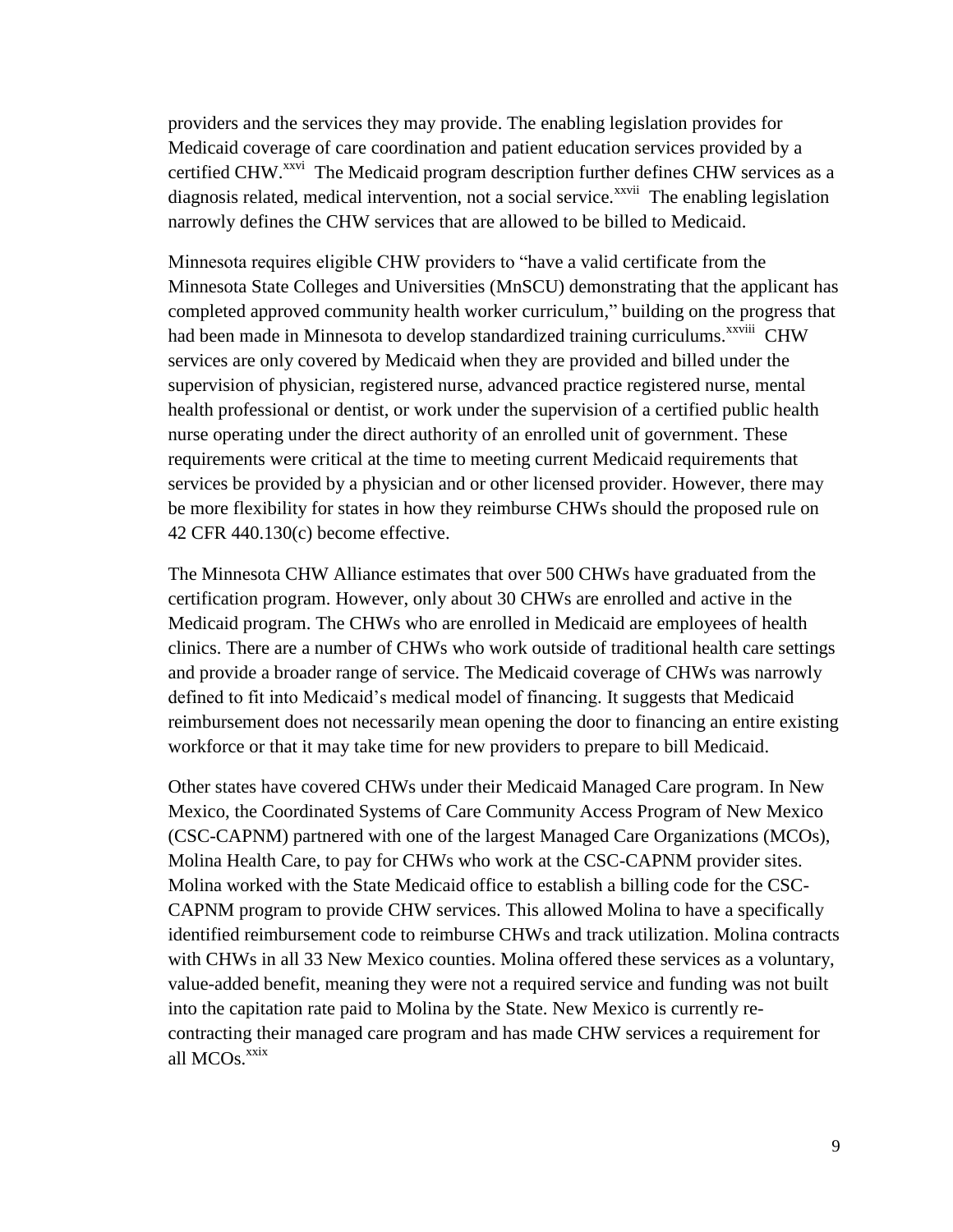providers and the services they may provide. The enabling legislation provides for Medicaid coverage of care coordination and patient education services provided by a certified CHW.[xxvi] The Medicaid program description further defines CHW services as a diagnosis related, medical intervention, not a social service.[xxvii] The enabling legislation narrowly defines the CHW services that are allowed to be billed to Medicaid.

Minnesota requires eligible CHW providers to "have a valid certificate from the Minnesota State Colleges and Universities (MnSCU) demonstrating that the applicant has completed approved community health worker curriculum," building on the progress that had been made in Minnesota to develop standardized training curriculums.[xxviii] CHW services are only covered by Medicaid when they are provided and billed under the supervision of physician, registered nurse, advanced practice registered nurse, mental health professional or dentist, or work under the supervision of a certified public health nurse operating under the direct authority of an enrolled unit of government. These requirements were critical at the time to meeting current Medicaid requirements that services be provided by a physician and or other licensed provider. However, there may be more flexibility for states in how they reimburse CHWs should the proposed rule on 42 CFR 440.130(c) become effective.

The Minnesota CHW Alliance estimates that over 500 CHWs have graduated from the certification program. However, only about 30 CHWs are enrolled and active in the Medicaid program. The CHWs who are enrolled in Medicaid are employees of health clinics. There are a number of CHWs who work outside of traditional health care settings and provide a broader range of service. The Medicaid coverage of CHWs was narrowly defined to fit into Medicaid's medical model of financing. It suggests that Medicaid reimbursement does not necessarily mean opening the door to financing an entire existing workforce or that it may take time for new providers to prepare to bill Medicaid.

Other states have covered CHWs under their Medicaid Managed Care program. In New Mexico, the Coordinated Systems of Care Community Access Program of New Mexico (CSC-CAPNM) partnered with one of the largest Managed Care Organizations (MCOs), Molina Health Care, to pay for CHWs who work at the CSC-CAPNM provider sites. Molina worked with the State Medicaid office to establish a billing code for the CSC-CAPNM program to provide CHW services. This allowed Molina to have a specifically identified reimbursement code to reimburse CHWs and track utilization. Molina contracts with CHWs in all 33 New Mexico counties. Molina offered these services as a voluntary, value-added benefit, meaning they were not a required service and funding was not built into the capitation rate paid to Molina by the State. New Mexico is currently re-contracting their managed care program and has made CHW services a requirement for all MCOs.[xxix]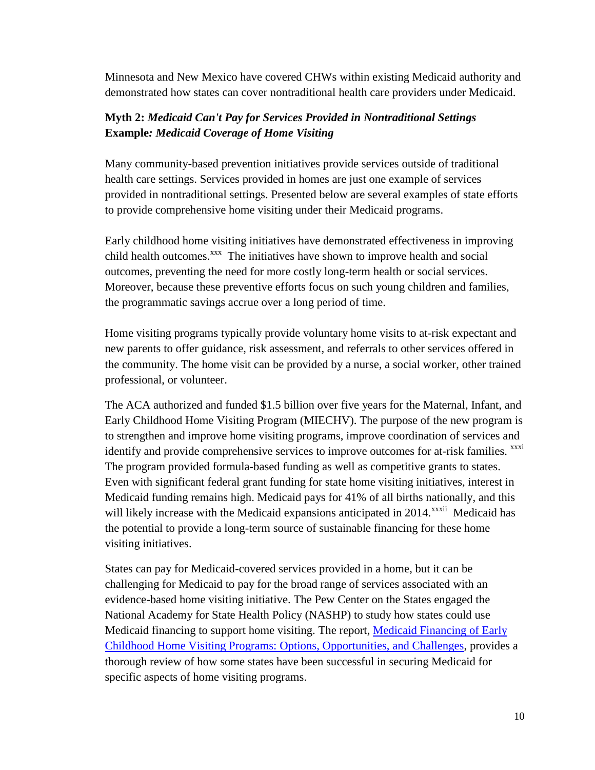Minnesota and New Mexico have covered CHWs within existing Medicaid authority and demonstrated how states can cover nontraditional health care providers under Medicaid.

**Myth 2:** ***Medicaid Can't Pay for Services Provided in Nontraditional Settings***
**Example*:*** ***Medicaid Coverage of Home Visiting***

Many community-based prevention initiatives provide services outside of traditional health care settings. Services provided in homes are just one example of services provided in nontraditional settings. Presented below are several examples of state efforts to provide comprehensive home visiting under their Medicaid programs.

Early childhood home visiting initiatives have demonstrated effectiveness in improving child health outcomes.[xxx] The initiatives have shown to improve health and social outcomes, preventing the need for more costly long-term health or social services. Moreover, because these preventive efforts focus on such young children and families, the programmatic savings accrue over a long period of time.

Home visiting programs typically provide voluntary home visits to at-risk expectant and new parents to offer guidance, risk assessment, and referrals to other services offered in the community. The home visit can be provided by a nurse, a social worker, other trained professional, or volunteer.

The ACA authorized and funded $1.5 billion over five years for the Maternal, Infant, and Early Childhood Home Visiting Program (MIECHV). The purpose of the new program is to strengthen and improve home visiting programs, improve coordination of services and identify and provide comprehensive services to improve outcomes for at-risk families. [xxxi] The program provided formula-based funding as well as competitive grants to states. Even with significant federal grant funding for state home visiting initiatives, interest in Medicaid funding remains high. Medicaid pays for 41% of all births nationally, and this will likely increase with the Medicaid expansions anticipated in 2014.[xxxii] Medicaid has the potential to provide a long-term source of sustainable financing for these home visiting initiatives.

States can pay for Medicaid-covered services provided in a home, but it can be challenging for Medicaid to pay for the broad range of services associated with an evidence-based home visiting initiative. The Pew Center on the States engaged the National Academy for State Health Policy (NASHP) to study how states could use Medicaid financing to support home visiting. The report, Medicaid Financing of Early Childhood Home Visiting Programs: Options, Opportunities, and Challenges, provides a thorough review of how some states have been successful in securing Medicaid for specific aspects of home visiting programs.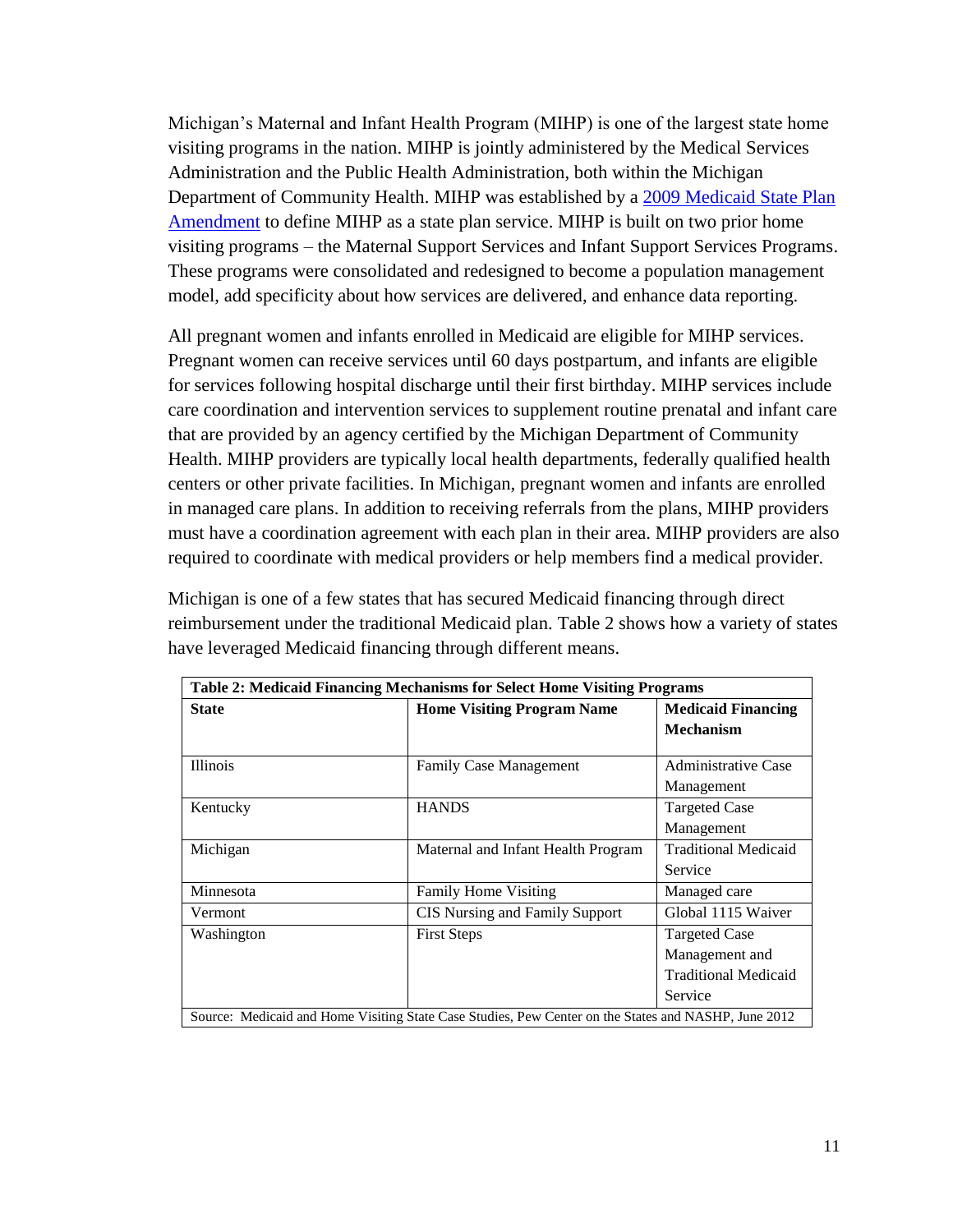Michigan's Maternal and Infant Health Program (MIHP) is one of the largest state home visiting programs in the nation. MIHP is jointly administered by the Medical Services Administration and the Public Health Administration, both within the Michigan Department of Community Health. MIHP was established by a [2009 Medicaid State Plan Amendment](#) to define MIHP as a state plan service. MIHP is built on two prior home visiting programs – the Maternal Support Services and Infant Support Services Programs. These programs were consolidated and redesigned to become a population management model, add specificity about how services are delivered, and enhance data reporting.

All pregnant women and infants enrolled in Medicaid are eligible for MIHP services. Pregnant women can receive services until 60 days postpartum, and infants are eligible for services following hospital discharge until their first birthday. MIHP services include care coordination and intervention services to supplement routine prenatal and infant care that are provided by an agency certified by the Michigan Department of Community Health. MIHP providers are typically local health departments, federally qualified health centers or other private facilities. In Michigan, pregnant women and infants are enrolled in managed care plans. In addition to receiving referrals from the plans, MIHP providers must have a coordination agreement with each plan in their area. MIHP providers are also required to coordinate with medical providers or help members find a medical provider.

Michigan is one of a few states that has secured Medicaid financing through direct reimbursement under the traditional Medicaid plan. Table 2 shows how a variety of states have leveraged Medicaid financing through different means.

**Table 2: Medicaid Financing Mechanisms for Select Home Visiting Programs**

| State | Home Visiting Program Name | Medicaid Financing Mechanism |
|---|---|---|
| Illinois | Family Case Management | Administrative Case Management |
| Kentucky | HANDS | Targeted Case Management |
| Michigan | Maternal and Infant Health Program | Traditional Medicaid Service |
| Minnesota | Family Home Visiting | Managed care |
| Vermont | CIS Nursing and Family Support | Global 1115 Waiver |
| Washington | First Steps | Targeted Case Management and Traditional Medicaid Service |

Source: Medicaid and Home Visiting State Case Studies, Pew Center on the States and NASHP, June 2012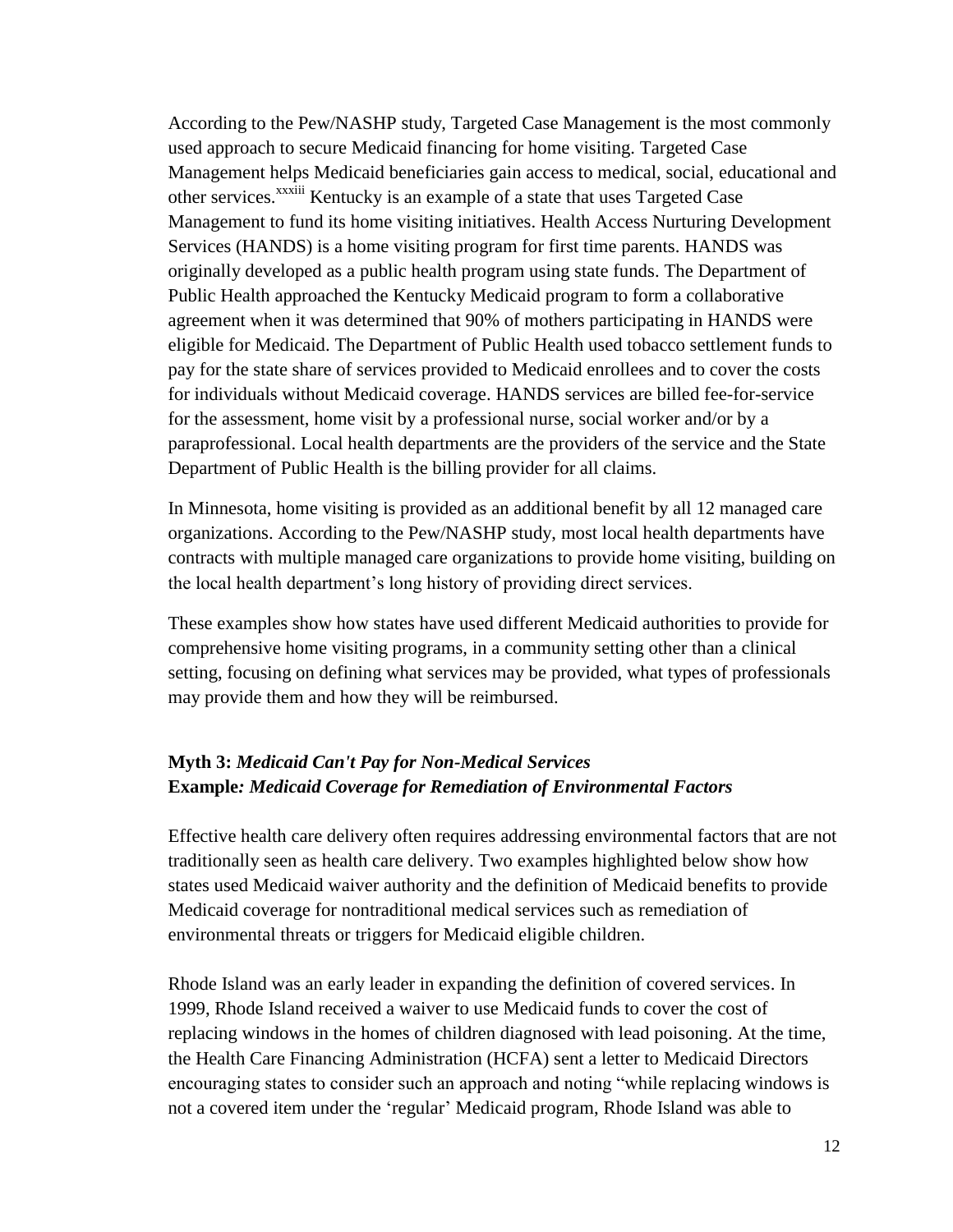According to the Pew/NASHP study, Targeted Case Management is the most commonly used approach to secure Medicaid financing for home visiting. Targeted Case Management helps Medicaid beneficiaries gain access to medical, social, educational and other services.[xxxiii] Kentucky is an example of a state that uses Targeted Case Management to fund its home visiting initiatives. Health Access Nurturing Development Services (HANDS) is a home visiting program for first time parents. HANDS was originally developed as a public health program using state funds. The Department of Public Health approached the Kentucky Medicaid program to form a collaborative agreement when it was determined that 90% of mothers participating in HANDS were eligible for Medicaid. The Department of Public Health used tobacco settlement funds to pay for the state share of services provided to Medicaid enrollees and to cover the costs for individuals without Medicaid coverage. HANDS services are billed fee-for-service for the assessment, home visit by a professional nurse, social worker and/or by a paraprofessional. Local health departments are the providers of the service and the State Department of Public Health is the billing provider for all claims.

In Minnesota, home visiting is provided as an additional benefit by all 12 managed care organizations. According to the Pew/NASHP study, most local health departments have contracts with multiple managed care organizations to provide home visiting, building on the local health department's long history of providing direct services.

These examples show how states have used different Medicaid authorities to provide for comprehensive home visiting programs, in a community setting other than a clinical setting, focusing on defining what services may be provided, what types of professionals may provide them and how they will be reimbursed.

**Myth 3:** ***Medicaid Can't Pay for Non-Medical Services***
**Example*: Medicaid Coverage for Remediation of Environmental Factors***

Effective health care delivery often requires addressing environmental factors that are not traditionally seen as health care delivery. Two examples highlighted below show how states used Medicaid waiver authority and the definition of Medicaid benefits to provide Medicaid coverage for nontraditional medical services such as remediation of environmental threats or triggers for Medicaid eligible children.

Rhode Island was an early leader in expanding the definition of covered services. In 1999, Rhode Island received a waiver to use Medicaid funds to cover the cost of replacing windows in the homes of children diagnosed with lead poisoning. At the time, the Health Care Financing Administration (HCFA) sent a letter to Medicaid Directors encouraging states to consider such an approach and noting "while replacing windows is not a covered item under the 'regular' Medicaid program, Rhode Island was able to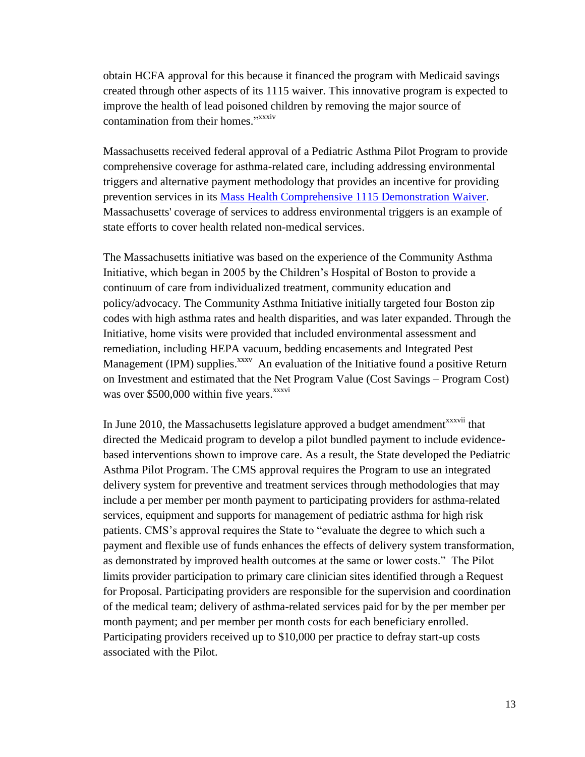obtain HCFA approval for this because it financed the program with Medicaid savings created through other aspects of its 1115 waiver. This innovative program is expected to improve the health of lead poisoned children by removing the major source of contamination from their homes."[xxxiv]

Massachusetts received federal approval of a Pediatric Asthma Pilot Program to provide comprehensive coverage for asthma-related care, including addressing environmental triggers and alternative payment methodology that provides an incentive for providing prevention services in its Mass Health Comprehensive 1115 Demonstration Waiver. Massachusetts' coverage of services to address environmental triggers is an example of state efforts to cover health related non-medical services.

The Massachusetts initiative was based on the experience of the Community Asthma Initiative, which began in 2005 by the Children's Hospital of Boston to provide a continuum of care from individualized treatment, community education and policy/advocacy. The Community Asthma Initiative initially targeted four Boston zip codes with high asthma rates and health disparities, and was later expanded. Through the Initiative, home visits were provided that included environmental assessment and remediation, including HEPA vacuum, bedding encasements and Integrated Pest Management (IPM) supplies.[xxxv] An evaluation of the Initiative found a positive Return on Investment and estimated that the Net Program Value (Cost Savings – Program Cost) was over $500,000 within five years.[xxxvi]

In June 2010, the Massachusetts legislature approved a budget amendment[xxxvii] that directed the Medicaid program to develop a pilot bundled payment to include evidence-based interventions shown to improve care. As a result, the State developed the Pediatric Asthma Pilot Program. The CMS approval requires the Program to use an integrated delivery system for preventive and treatment services through methodologies that may include a per member per month payment to participating providers for asthma-related services, equipment and supports for management of pediatric asthma for high risk patients. CMS's approval requires the State to "evaluate the degree to which such a payment and flexible use of funds enhances the effects of delivery system transformation, as demonstrated by improved health outcomes at the same or lower costs." The Pilot limits provider participation to primary care clinician sites identified through a Request for Proposal. Participating providers are responsible for the supervision and coordination of the medical team; delivery of asthma-related services paid for by the per member per month payment; and per member per month costs for each beneficiary enrolled. Participating providers received up to $10,000 per practice to defray start-up costs associated with the Pilot.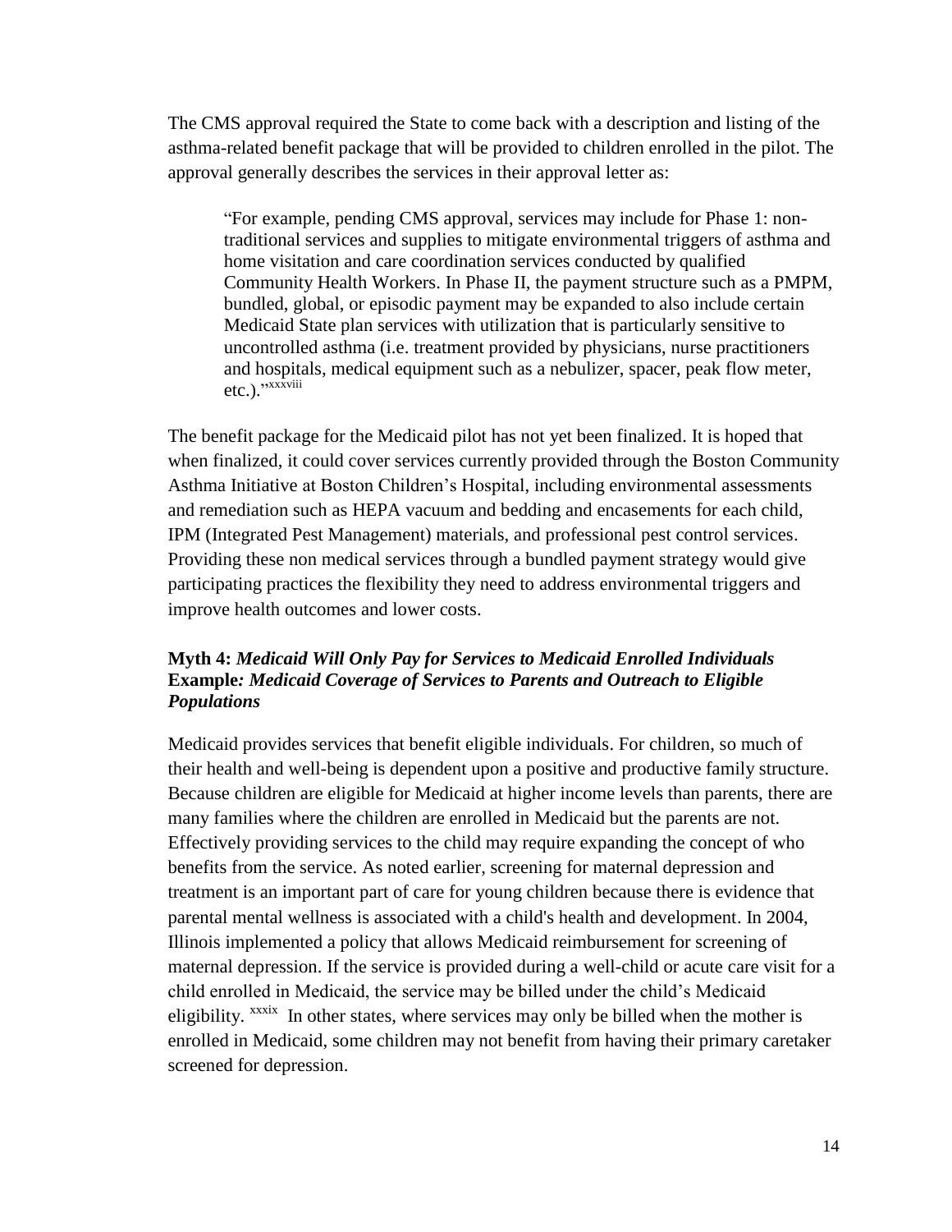The CMS approval required the State to come back with a description and listing of the asthma-related benefit package that will be provided to children enrolled in the pilot. The approval generally describes the services in their approval letter as:

> "For example, pending CMS approval, services may include for Phase 1: non-traditional services and supplies to mitigate environmental triggers of asthma and home visitation and care coordination services conducted by qualified Community Health Workers. In Phase II, the payment structure such as a PMPM, bundled, global, or episodic payment may be expanded to also include certain Medicaid State plan services with utilization that is particularly sensitive to uncontrolled asthma (i.e. treatment provided by physicians, nurse practitioners and hospitals, medical equipment such as a nebulizer, spacer, peak flow meter, etc.)."[xxxviii]

The benefit package for the Medicaid pilot has not yet been finalized. It is hoped that when finalized, it could cover services currently provided through the Boston Community Asthma Initiative at Boston Children's Hospital, including environmental assessments and remediation such as HEPA vacuum and bedding and encasements for each child, IPM (Integrated Pest Management) materials, and professional pest control services. Providing these non medical services through a bundled payment strategy would give participating practices the flexibility they need to address environmental triggers and improve health outcomes and lower costs.

**Myth 4:** ***Medicaid Will Only Pay for Services to Medicaid Enrolled Individuals***
**Example*****: Medicaid Coverage of Services to Parents and Outreach to Eligible Populations***

Medicaid provides services that benefit eligible individuals. For children, so much of their health and well-being is dependent upon a positive and productive family structure. Because children are eligible for Medicaid at higher income levels than parents, there are many families where the children are enrolled in Medicaid but the parents are not. Effectively providing services to the child may require expanding the concept of who benefits from the service. As noted earlier, screening for maternal depression and treatment is an important part of care for young children because there is evidence that parental mental wellness is associated with a child's health and development. In 2004, Illinois implemented a policy that allows Medicaid reimbursement for screening of maternal depression. If the service is provided during a well-child or acute care visit for a child enrolled in Medicaid, the service may be billed under the child's Medicaid eligibility. [xxxix] In other states, where services may only be billed when the mother is enrolled in Medicaid, some children may not benefit from having their primary caretaker screened for depression.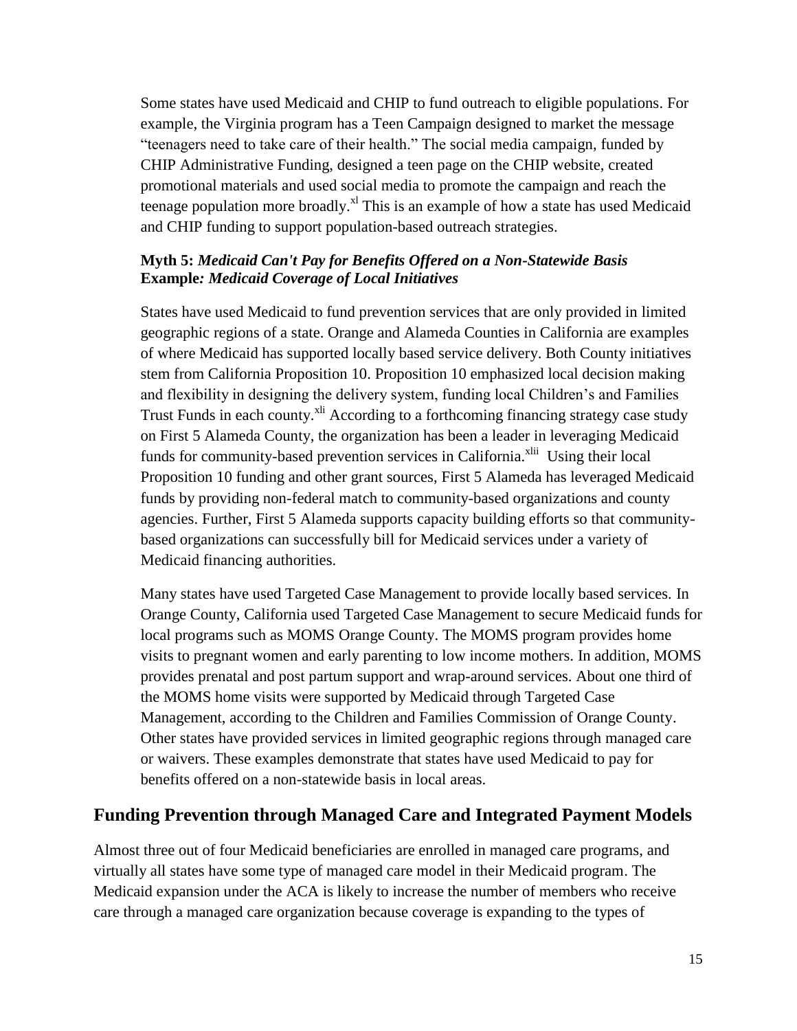Some states have used Medicaid and CHIP to fund outreach to eligible populations. For example, the Virginia program has a Teen Campaign designed to market the message "teenagers need to take care of their health." The social media campaign, funded by CHIP Administrative Funding, designed a teen page on the CHIP website, created promotional materials and used social media to promote the campaign and reach the teenage population more broadly.[xl] This is an example of how a state has used Medicaid and CHIP funding to support population-based outreach strategies.

**Myth 5:** ***Medicaid Can't Pay for Benefits Offered on a Non-Statewide Basis***
**Example*: Medicaid Coverage of Local Initiatives***

States have used Medicaid to fund prevention services that are only provided in limited geographic regions of a state. Orange and Alameda Counties in California are examples of where Medicaid has supported locally based service delivery. Both County initiatives stem from California Proposition 10. Proposition 10 emphasized local decision making and flexibility in designing the delivery system, funding local Children's and Families Trust Funds in each county.[xli] According to a forthcoming financing strategy case study on First 5 Alameda County, the organization has been a leader in leveraging Medicaid funds for community-based prevention services in California.[xlii] Using their local Proposition 10 funding and other grant sources, First 5 Alameda has leveraged Medicaid funds by providing non-federal match to community-based organizations and county agencies. Further, First 5 Alameda supports capacity building efforts so that community-based organizations can successfully bill for Medicaid services under a variety of Medicaid financing authorities.

Many states have used Targeted Case Management to provide locally based services. In Orange County, California used Targeted Case Management to secure Medicaid funds for local programs such as MOMS Orange County. The MOMS program provides home visits to pregnant women and early parenting to low income mothers. In addition, MOMS provides prenatal and post partum support and wrap-around services. About one third of the MOMS home visits were supported by Medicaid through Targeted Case Management, according to the Children and Families Commission of Orange County. Other states have provided services in limited geographic regions through managed care or waivers. These examples demonstrate that states have used Medicaid to pay for benefits offered on a non-statewide basis in local areas.

## Funding Prevention through Managed Care and Integrated Payment Models

Almost three out of four Medicaid beneficiaries are enrolled in managed care programs, and virtually all states have some type of managed care model in their Medicaid program. The Medicaid expansion under the ACA is likely to increase the number of members who receive care through a managed care organization because coverage is expanding to the types of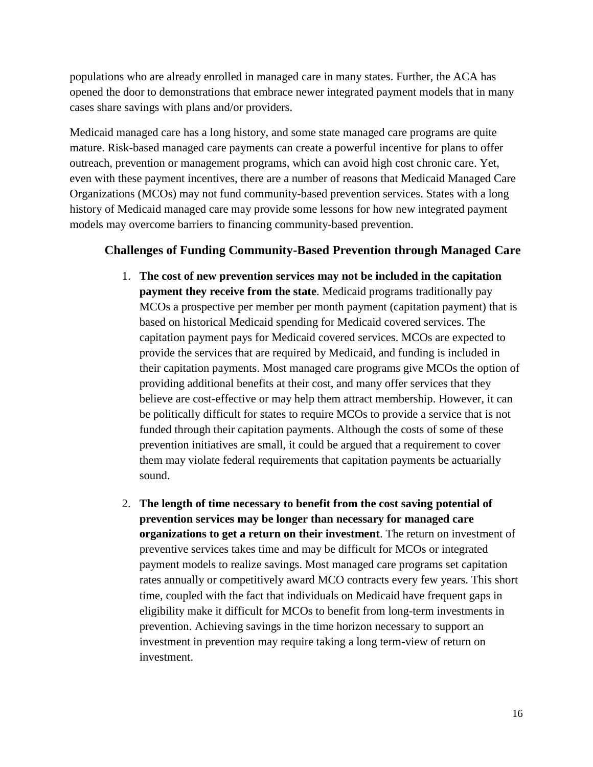populations who are already enrolled in managed care in many states. Further, the ACA has opened the door to demonstrations that embrace newer integrated payment models that in many cases share savings with plans and/or providers.

Medicaid managed care has a long history, and some state managed care programs are quite mature. Risk-based managed care payments can create a powerful incentive for plans to offer outreach, prevention or management programs, which can avoid high cost chronic care. Yet, even with these payment incentives, there are a number of reasons that Medicaid Managed Care Organizations (MCOs) may not fund community-based prevention services. States with a long history of Medicaid managed care may provide some lessons for how new integrated payment models may overcome barriers to financing community-based prevention.

### Challenges of Funding Community-Based Prevention through Managed Care

1. **The cost of new prevention services may not be included in the capitation payment they receive from the state**. Medicaid programs traditionally pay MCOs a prospective per member per month payment (capitation payment) that is based on historical Medicaid spending for Medicaid covered services. The capitation payment pays for Medicaid covered services. MCOs are expected to provide the services that are required by Medicaid, and funding is included in their capitation payments. Most managed care programs give MCOs the option of providing additional benefits at their cost, and many offer services that they believe are cost-effective or may help them attract membership. However, it can be politically difficult for states to require MCOs to provide a service that is not funded through their capitation payments. Although the costs of some of these prevention initiatives are small, it could be argued that a requirement to cover them may violate federal requirements that capitation payments be actuarially sound.

2. **The length of time necessary to benefit from the cost saving potential of prevention services may be longer than necessary for managed care organizations to get a return on their investment**. The return on investment of preventive services takes time and may be difficult for MCOs or integrated payment models to realize savings. Most managed care programs set capitation rates annually or competitively award MCO contracts every few years. This short time, coupled with the fact that individuals on Medicaid have frequent gaps in eligibility make it difficult for MCOs to benefit from long-term investments in prevention. Achieving savings in the time horizon necessary to support an investment in prevention may require taking a long term-view of return on investment.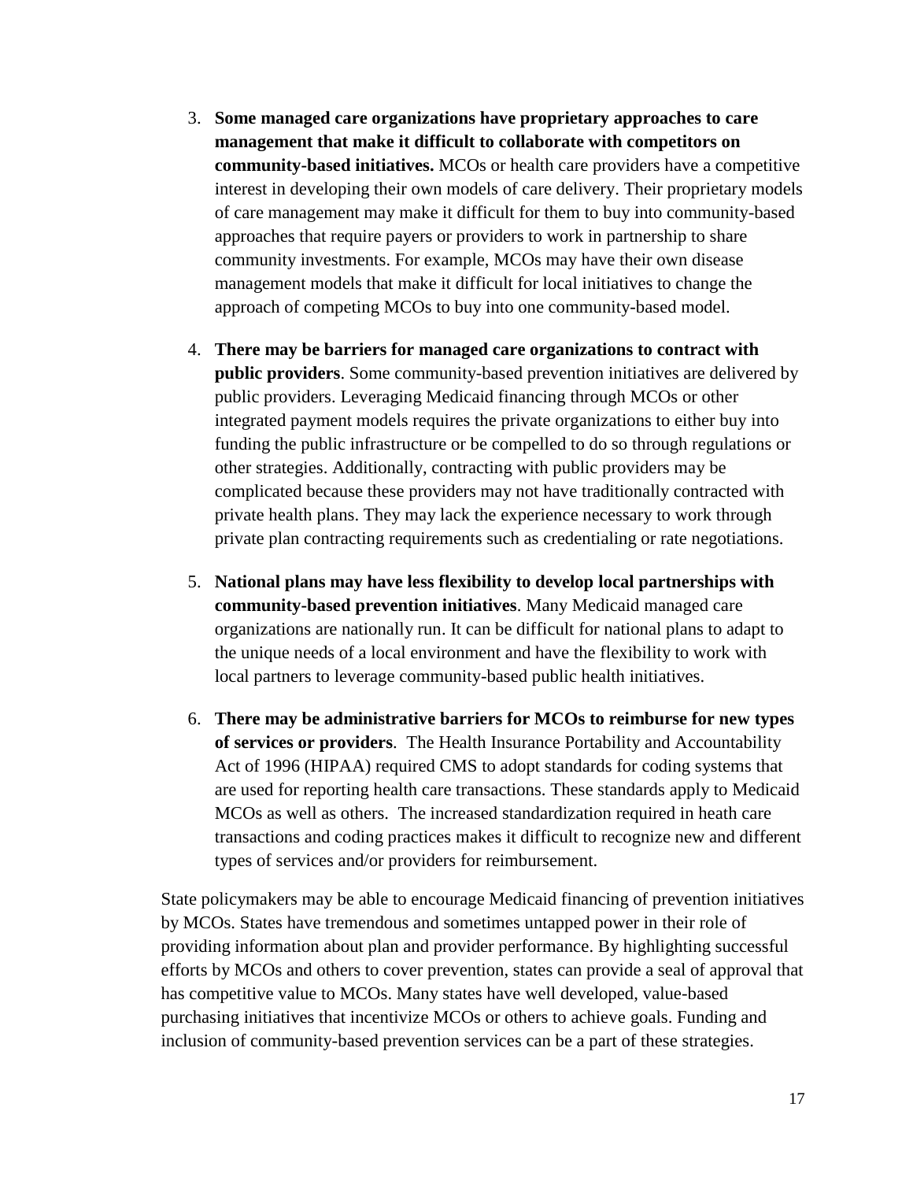3. **Some managed care organizations have proprietary approaches to care management that make it difficult to collaborate with competitors on community-based initiatives.** MCOs or health care providers have a competitive interest in developing their own models of care delivery. Their proprietary models of care management may make it difficult for them to buy into community-based approaches that require payers or providers to work in partnership to share community investments. For example, MCOs may have their own disease management models that make it difficult for local initiatives to change the approach of competing MCOs to buy into one community-based model.

4. **There may be barriers for managed care organizations to contract with public providers**. Some community-based prevention initiatives are delivered by public providers. Leveraging Medicaid financing through MCOs or other integrated payment models requires the private organizations to either buy into funding the public infrastructure or be compelled to do so through regulations or other strategies. Additionally, contracting with public providers may be complicated because these providers may not have traditionally contracted with private health plans. They may lack the experience necessary to work through private plan contracting requirements such as credentialing or rate negotiations.

5. **National plans may have less flexibility to develop local partnerships with community-based prevention initiatives**. Many Medicaid managed care organizations are nationally run. It can be difficult for national plans to adapt to the unique needs of a local environment and have the flexibility to work with local partners to leverage community-based public health initiatives.

6. **There may be administrative barriers for MCOs to reimburse for new types of services or providers**. The Health Insurance Portability and Accountability Act of 1996 (HIPAA) required CMS to adopt standards for coding systems that are used for reporting health care transactions. These standards apply to Medicaid MCOs as well as others. The increased standardization required in heath care transactions and coding practices makes it difficult to recognize new and different types of services and/or providers for reimbursement.

State policymakers may be able to encourage Medicaid financing of prevention initiatives by MCOs. States have tremendous and sometimes untapped power in their role of providing information about plan and provider performance. By highlighting successful efforts by MCOs and others to cover prevention, states can provide a seal of approval that has competitive value to MCOs. Many states have well developed, value-based purchasing initiatives that incentivize MCOs or others to achieve goals. Funding and inclusion of community-based prevention services can be a part of these strategies.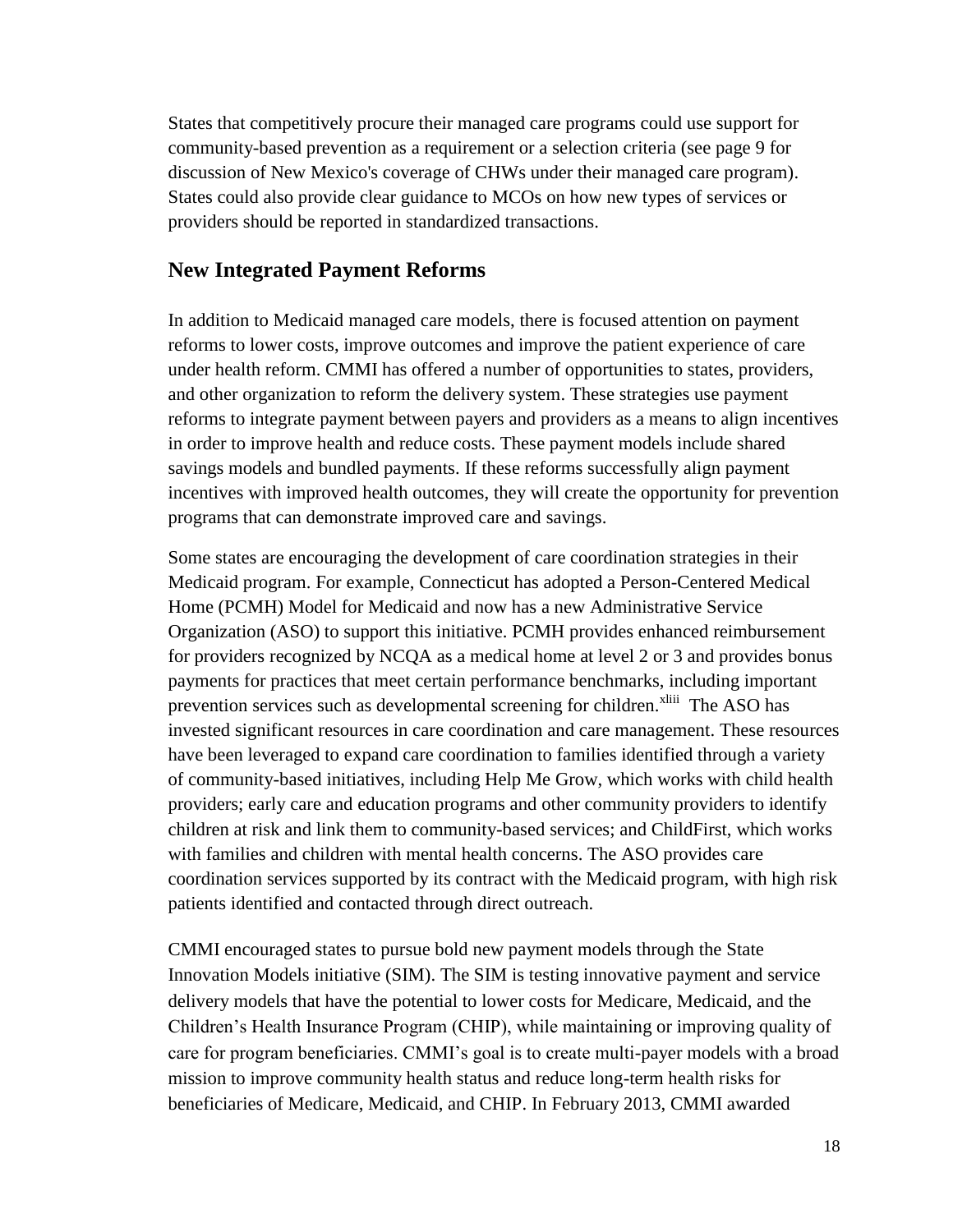States that competitively procure their managed care programs could use support for community-based prevention as a requirement or a selection criteria (see page 9 for discussion of New Mexico's coverage of CHWs under their managed care program). States could also provide clear guidance to MCOs on how new types of services or providers should be reported in standardized transactions.

## New Integrated Payment Reforms

In addition to Medicaid managed care models, there is focused attention on payment reforms to lower costs, improve outcomes and improve the patient experience of care under health reform. CMMI has offered a number of opportunities to states, providers, and other organization to reform the delivery system. These strategies use payment reforms to integrate payment between payers and providers as a means to align incentives in order to improve health and reduce costs. These payment models include shared savings models and bundled payments. If these reforms successfully align payment incentives with improved health outcomes, they will create the opportunity for prevention programs that can demonstrate improved care and savings.

Some states are encouraging the development of care coordination strategies in their Medicaid program. For example, Connecticut has adopted a Person-Centered Medical Home (PCMH) Model for Medicaid and now has a new Administrative Service Organization (ASO) to support this initiative. PCMH provides enhanced reimbursement for providers recognized by NCQA as a medical home at level 2 or 3 and provides bonus payments for practices that meet certain performance benchmarks, including important prevention services such as developmental screening for children.[xliii] The ASO has invested significant resources in care coordination and care management. These resources have been leveraged to expand care coordination to families identified through a variety of community-based initiatives, including Help Me Grow, which works with child health providers; early care and education programs and other community providers to identify children at risk and link them to community-based services; and ChildFirst, which works with families and children with mental health concerns. The ASO provides care coordination services supported by its contract with the Medicaid program, with high risk patients identified and contacted through direct outreach.

CMMI encouraged states to pursue bold new payment models through the State Innovation Models initiative (SIM). The SIM is testing innovative payment and service delivery models that have the potential to lower costs for Medicare, Medicaid, and the Children's Health Insurance Program (CHIP), while maintaining or improving quality of care for program beneficiaries. CMMI's goal is to create multi-payer models with a broad mission to improve community health status and reduce long-term health risks for beneficiaries of Medicare, Medicaid, and CHIP. In February 2013, CMMI awarded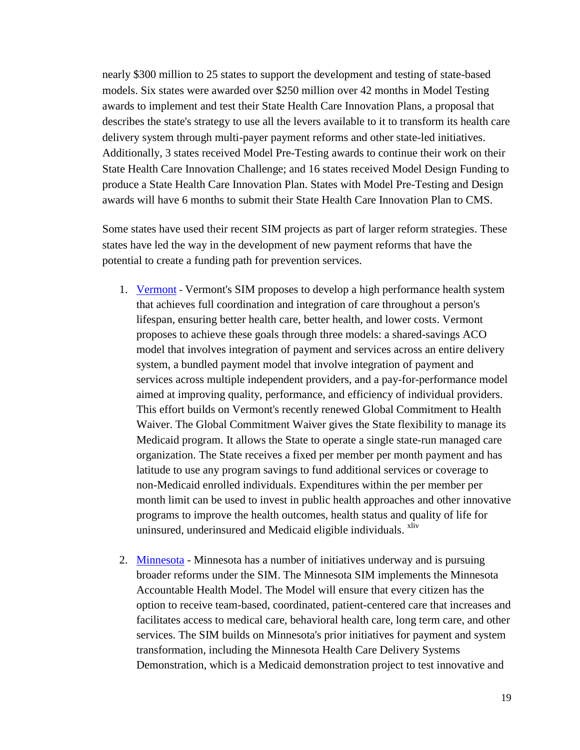nearly $300 million to 25 states to support the development and testing of state-based models. Six states were awarded over $250 million over 42 months in Model Testing awards to implement and test their State Health Care Innovation Plans, a proposal that describes the state's strategy to use all the levers available to it to transform its health care delivery system through multi-payer payment reforms and other state-led initiatives. Additionally, 3 states received Model Pre-Testing awards to continue their work on their State Health Care Innovation Challenge; and 16 states received Model Design Funding to produce a State Health Care Innovation Plan. States with Model Pre-Testing and Design awards will have 6 months to submit their State Health Care Innovation Plan to CMS.

Some states have used their recent SIM projects as part of larger reform strategies. These states have led the way in the development of new payment reforms that have the potential to create a funding path for prevention services.

1. Vermont - Vermont's SIM proposes to develop a high performance health system that achieves full coordination and integration of care throughout a person's lifespan, ensuring better health care, better health, and lower costs. Vermont proposes to achieve these goals through three models: a shared-savings ACO model that involves integration of payment and services across an entire delivery system, a bundled payment model that involve integration of payment and services across multiple independent providers, and a pay-for-performance model aimed at improving quality, performance, and efficiency of individual providers. This effort builds on Vermont's recently renewed Global Commitment to Health Waiver. The Global Commitment Waiver gives the State flexibility to manage its Medicaid program. It allows the State to operate a single state-run managed care organization. The State receives a fixed per member per month payment and has latitude to use any program savings to fund additional services or coverage to non-Medicaid enrolled individuals. Expenditures within the per member per month limit can be used to invest in public health approaches and other innovative programs to improve the health outcomes, health status and quality of life for uninsured, underinsured and Medicaid eligible individuals. [xliv]

2. Minnesota - Minnesota has a number of initiatives underway and is pursuing broader reforms under the SIM. The Minnesota SIM implements the Minnesota Accountable Health Model. The Model will ensure that every citizen has the option to receive team-based, coordinated, patient-centered care that increases and facilitates access to medical care, behavioral health care, long term care, and other services. The SIM builds on Minnesota's prior initiatives for payment and system transformation, including the Minnesota Health Care Delivery Systems Demonstration, which is a Medicaid demonstration project to test innovative and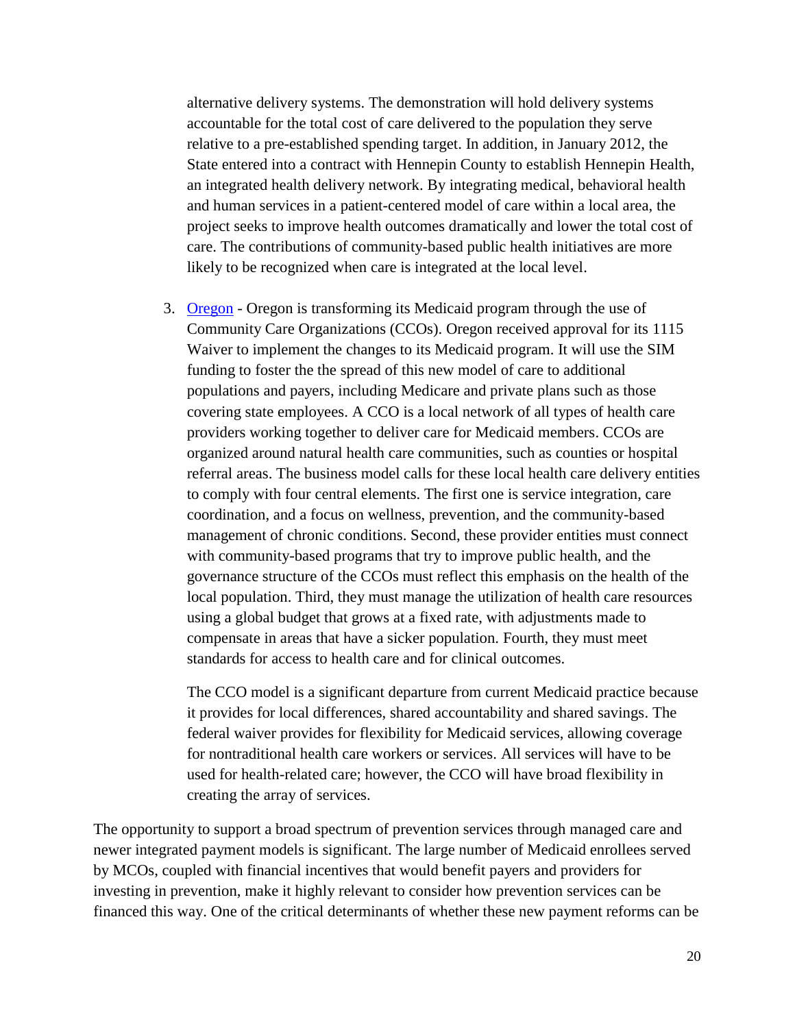alternative delivery systems. The demonstration will hold delivery systems accountable for the total cost of care delivered to the population they serve relative to a pre-established spending target. In addition, in January 2012, the State entered into a contract with Hennepin County to establish Hennepin Health, an integrated health delivery network. By integrating medical, behavioral health and human services in a patient-centered model of care within a local area, the project seeks to improve health outcomes dramatically and lower the total cost of care. The contributions of community-based public health initiatives are more likely to be recognized when care is integrated at the local level.

3. Oregon - Oregon is transforming its Medicaid program through the use of Community Care Organizations (CCOs). Oregon received approval for its 1115 Waiver to implement the changes to its Medicaid program. It will use the SIM funding to foster the the spread of this new model of care to additional populations and payers, including Medicare and private plans such as those covering state employees. A CCO is a local network of all types of health care providers working together to deliver care for Medicaid members. CCOs are organized around natural health care communities, such as counties or hospital referral areas. The business model calls for these local health care delivery entities to comply with four central elements. The first one is service integration, care coordination, and a focus on wellness, prevention, and the community-based management of chronic conditions. Second, these provider entities must connect with community-based programs that try to improve public health, and the governance structure of the CCOs must reflect this emphasis on the health of the local population. Third, they must manage the utilization of health care resources using a global budget that grows at a fixed rate, with adjustments made to compensate in areas that have a sicker population. Fourth, they must meet standards for access to health care and for clinical outcomes.

   The CCO model is a significant departure from current Medicaid practice because it provides for local differences, shared accountability and shared savings. The federal waiver provides for flexibility for Medicaid services, allowing coverage for nontraditional health care workers or services. All services will have to be used for health-related care; however, the CCO will have broad flexibility in creating the array of services.

The opportunity to support a broad spectrum of prevention services through managed care and newer integrated payment models is significant. The large number of Medicaid enrollees served by MCOs, coupled with financial incentives that would benefit payers and providers for investing in prevention, make it highly relevant to consider how prevention services can be financed this way. One of the critical determinants of whether these new payment reforms can be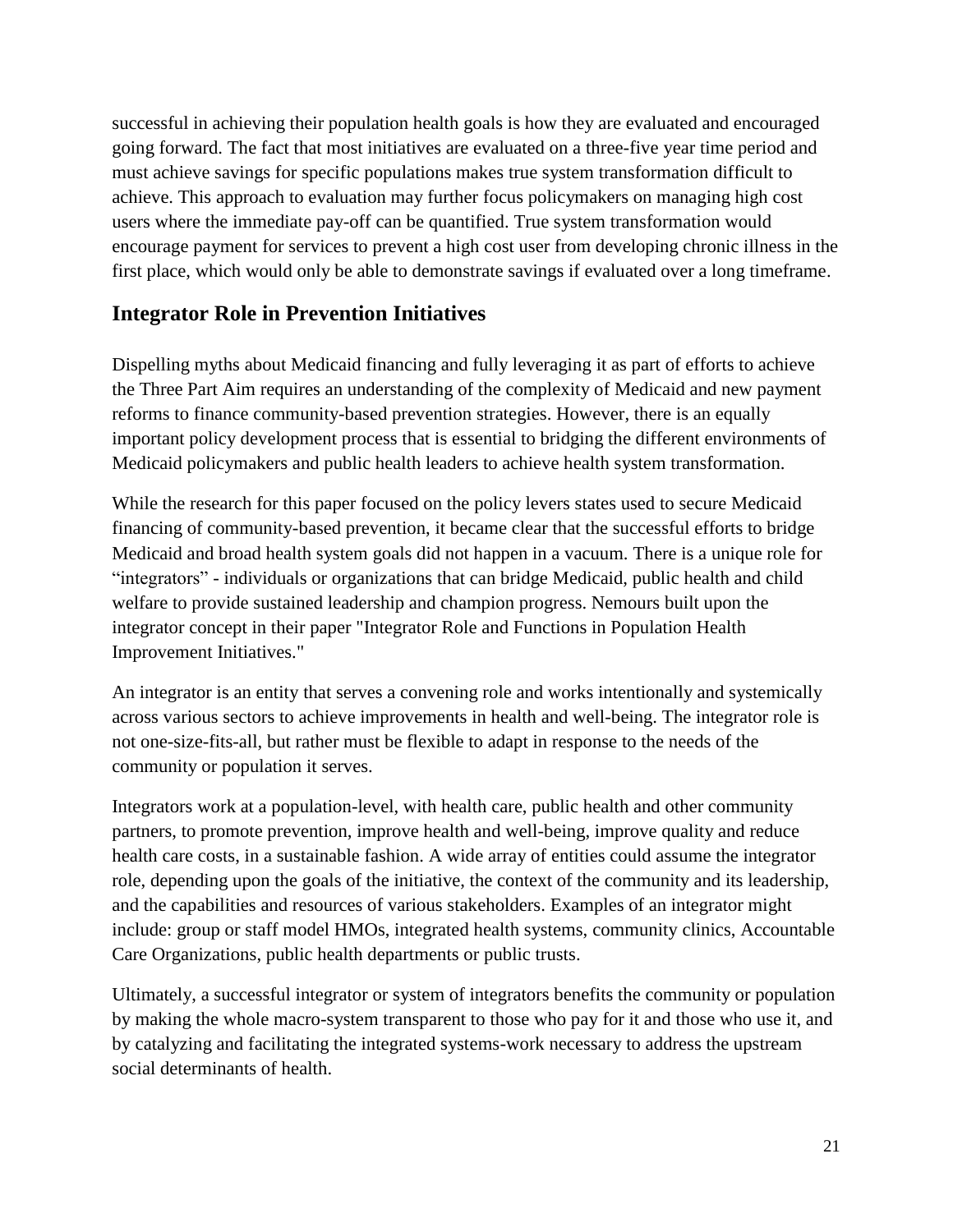successful in achieving their population health goals is how they are evaluated and encouraged going forward. The fact that most initiatives are evaluated on a three-five year time period and must achieve savings for specific populations makes true system transformation difficult to achieve. This approach to evaluation may further focus policymakers on managing high cost users where the immediate pay-off can be quantified. True system transformation would encourage payment for services to prevent a high cost user from developing chronic illness in the first place, which would only be able to demonstrate savings if evaluated over a long timeframe.

## Integrator Role in Prevention Initiatives

Dispelling myths about Medicaid financing and fully leveraging it as part of efforts to achieve the Three Part Aim requires an understanding of the complexity of Medicaid and new payment reforms to finance community-based prevention strategies. However, there is an equally important policy development process that is essential to bridging the different environments of Medicaid policymakers and public health leaders to achieve health system transformation.

While the research for this paper focused on the policy levers states used to secure Medicaid financing of community-based prevention, it became clear that the successful efforts to bridge Medicaid and broad health system goals did not happen in a vacuum. There is a unique role for "integrators" - individuals or organizations that can bridge Medicaid, public health and child welfare to provide sustained leadership and champion progress. Nemours built upon the integrator concept in their paper "Integrator Role and Functions in Population Health Improvement Initiatives."

An integrator is an entity that serves a convening role and works intentionally and systemically across various sectors to achieve improvements in health and well-being. The integrator role is not one-size-fits-all, but rather must be flexible to adapt in response to the needs of the community or population it serves.

Integrators work at a population-level, with health care, public health and other community partners, to promote prevention, improve health and well-being, improve quality and reduce health care costs, in a sustainable fashion. A wide array of entities could assume the integrator role, depending upon the goals of the initiative, the context of the community and its leadership, and the capabilities and resources of various stakeholders. Examples of an integrator might include: group or staff model HMOs, integrated health systems, community clinics, Accountable Care Organizations, public health departments or public trusts.

Ultimately, a successful integrator or system of integrators benefits the community or population by making the whole macro-system transparent to those who pay for it and those who use it, and by catalyzing and facilitating the integrated systems-work necessary to address the upstream social determinants of health.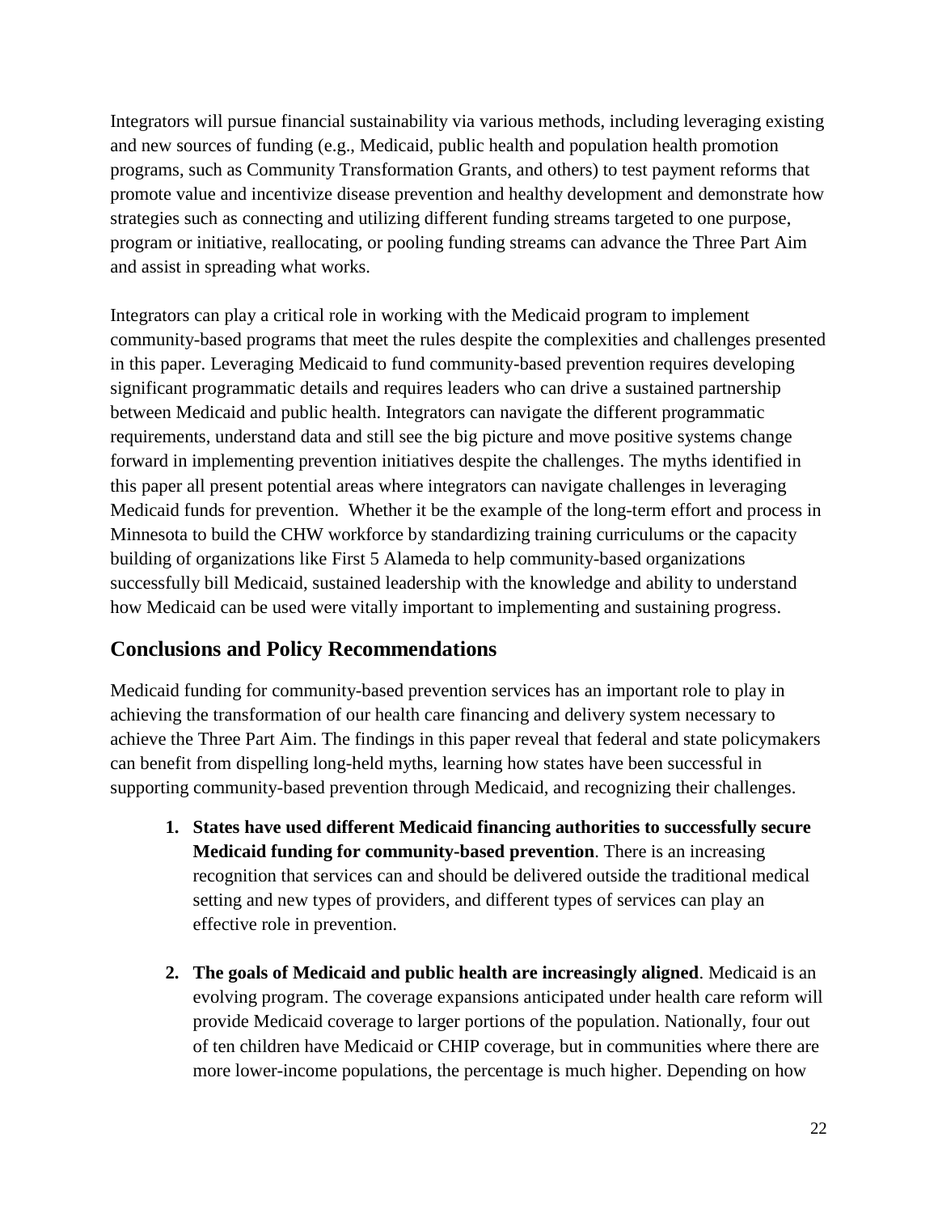Integrators will pursue financial sustainability via various methods, including leveraging existing and new sources of funding (e.g., Medicaid, public health and population health promotion programs, such as Community Transformation Grants, and others) to test payment reforms that promote value and incentivize disease prevention and healthy development and demonstrate how strategies such as connecting and utilizing different funding streams targeted to one purpose, program or initiative, reallocating, or pooling funding streams can advance the Three Part Aim and assist in spreading what works.

Integrators can play a critical role in working with the Medicaid program to implement community-based programs that meet the rules despite the complexities and challenges presented in this paper. Leveraging Medicaid to fund community-based prevention requires developing significant programmatic details and requires leaders who can drive a sustained partnership between Medicaid and public health. Integrators can navigate the different programmatic requirements, understand data and still see the big picture and move positive systems change forward in implementing prevention initiatives despite the challenges. The myths identified in this paper all present potential areas where integrators can navigate challenges in leveraging Medicaid funds for prevention. Whether it be the example of the long-term effort and process in Minnesota to build the CHW workforce by standardizing training curriculums or the capacity building of organizations like First 5 Alameda to help community-based organizations successfully bill Medicaid, sustained leadership with the knowledge and ability to understand how Medicaid can be used were vitally important to implementing and sustaining progress.

## Conclusions and Policy Recommendations

Medicaid funding for community-based prevention services has an important role to play in achieving the transformation of our health care financing and delivery system necessary to achieve the Three Part Aim. The findings in this paper reveal that federal and state policymakers can benefit from dispelling long-held myths, learning how states have been successful in supporting community-based prevention through Medicaid, and recognizing their challenges.

1. **States have used different Medicaid financing authorities to successfully secure Medicaid funding for community-based prevention**. There is an increasing recognition that services can and should be delivered outside the traditional medical setting and new types of providers, and different types of services can play an effective role in prevention.

2. **The goals of Medicaid and public health are increasingly aligned**. Medicaid is an evolving program. The coverage expansions anticipated under health care reform will provide Medicaid coverage to larger portions of the population. Nationally, four out of ten children have Medicaid or CHIP coverage, but in communities where there are more lower-income populations, the percentage is much higher. Depending on how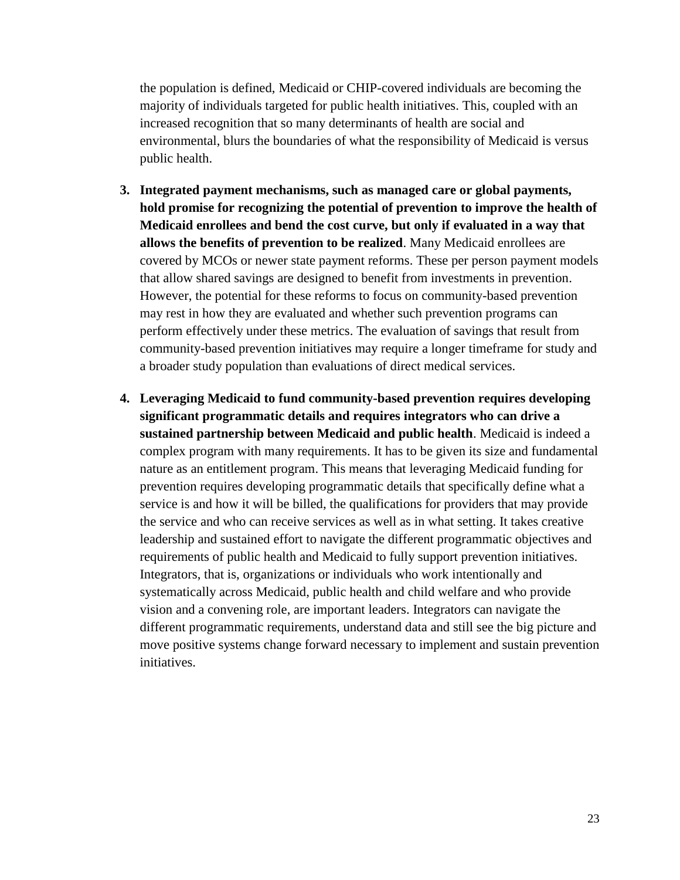the population is defined, Medicaid or CHIP-covered individuals are becoming the majority of individuals targeted for public health initiatives. This, coupled with an increased recognition that so many determinants of health are social and environmental, blurs the boundaries of what the responsibility of Medicaid is versus public health.

3. **Integrated payment mechanisms, such as managed care or global payments, hold promise for recognizing the potential of prevention to improve the health of Medicaid enrollees and bend the cost curve, but only if evaluated in a way that allows the benefits of prevention to be realized**. Many Medicaid enrollees are covered by MCOs or newer state payment reforms. These per person payment models that allow shared savings are designed to benefit from investments in prevention. However, the potential for these reforms to focus on community-based prevention may rest in how they are evaluated and whether such prevention programs can perform effectively under these metrics. The evaluation of savings that result from community-based prevention initiatives may require a longer timeframe for study and a broader study population than evaluations of direct medical services.

4. **Leveraging Medicaid to fund community-based prevention requires developing significant programmatic details and requires integrators who can drive a sustained partnership between Medicaid and public health**. Medicaid is indeed a complex program with many requirements. It has to be given its size and fundamental nature as an entitlement program. This means that leveraging Medicaid funding for prevention requires developing programmatic details that specifically define what a service is and how it will be billed, the qualifications for providers that may provide the service and who can receive services as well as in what setting. It takes creative leadership and sustained effort to navigate the different programmatic objectives and requirements of public health and Medicaid to fully support prevention initiatives. Integrators, that is, organizations or individuals who work intentionally and systematically across Medicaid, public health and child welfare and who provide vision and a convening role, are important leaders. Integrators can navigate the different programmatic requirements, understand data and still see the big picture and move positive systems change forward necessary to implement and sustain prevention initiatives.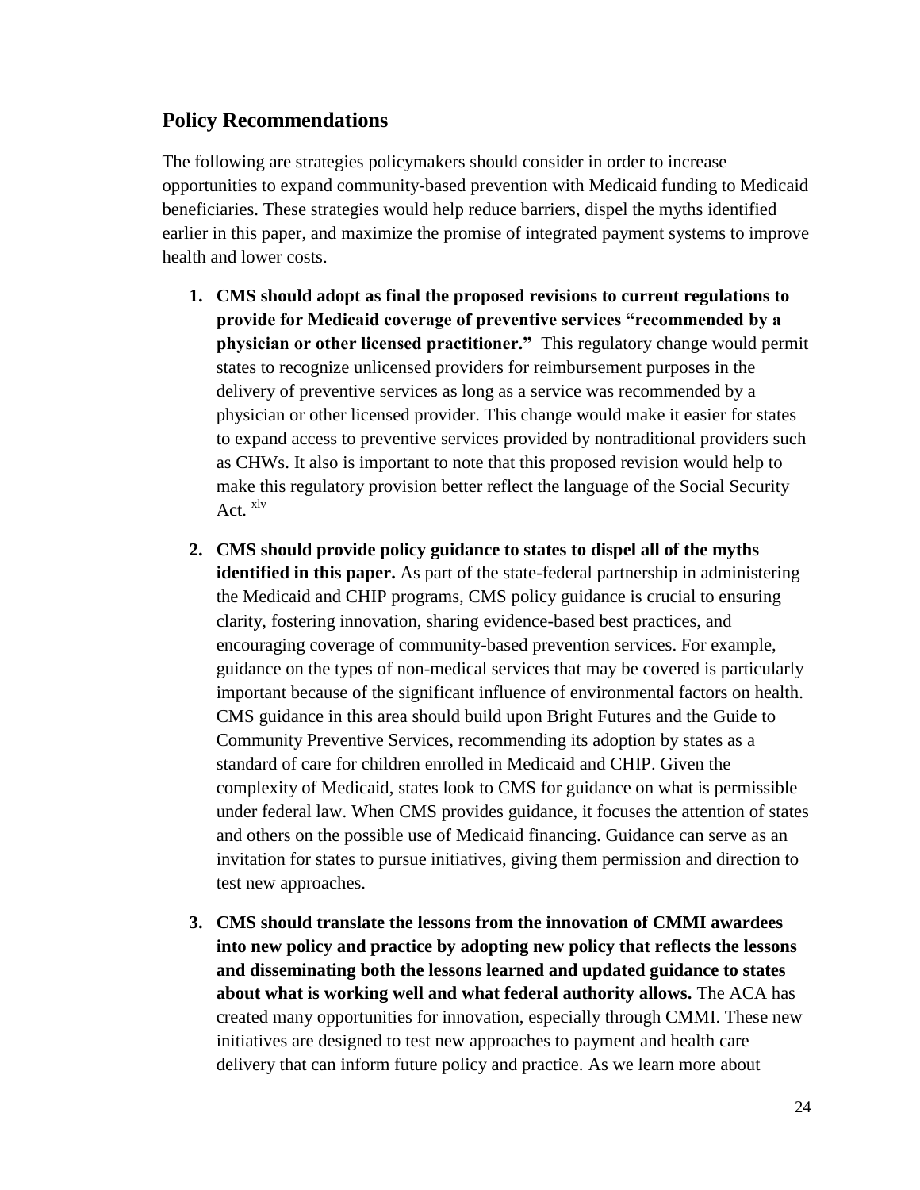## Policy Recommendations

The following are strategies policymakers should consider in order to increase opportunities to expand community-based prevention with Medicaid funding to Medicaid beneficiaries. These strategies would help reduce barriers, dispel the myths identified earlier in this paper, and maximize the promise of integrated payment systems to improve health and lower costs.

1. **CMS should adopt as final the proposed revisions to current regulations to provide for Medicaid coverage of preventive services "recommended by a physician or other licensed practitioner."** This regulatory change would permit states to recognize unlicensed providers for reimbursement purposes in the delivery of preventive services as long as a service was recommended by a physician or other licensed provider. This change would make it easier for states to expand access to preventive services provided by nontraditional providers such as CHWs. It also is important to note that this proposed revision would help to make this regulatory provision better reflect the language of the Social Security Act. [xlv]

2. **CMS should provide policy guidance to states to dispel all of the myths identified in this paper.** As part of the state-federal partnership in administering the Medicaid and CHIP programs, CMS policy guidance is crucial to ensuring clarity, fostering innovation, sharing evidence-based best practices, and encouraging coverage of community-based prevention services. For example, guidance on the types of non-medical services that may be covered is particularly important because of the significant influence of environmental factors on health. CMS guidance in this area should build upon Bright Futures and the Guide to Community Preventive Services, recommending its adoption by states as a standard of care for children enrolled in Medicaid and CHIP. Given the complexity of Medicaid, states look to CMS for guidance on what is permissible under federal law. When CMS provides guidance, it focuses the attention of states and others on the possible use of Medicaid financing. Guidance can serve as an invitation for states to pursue initiatives, giving them permission and direction to test new approaches.

3. **CMS should translate the lessons from the innovation of CMMI awardees into new policy and practice by adopting new policy that reflects the lessons and disseminating both the lessons learned and updated guidance to states about what is working well and what federal authority allows.** The ACA has created many opportunities for innovation, especially through CMMI. These new initiatives are designed to test new approaches to payment and health care delivery that can inform future policy and practice. As we learn more about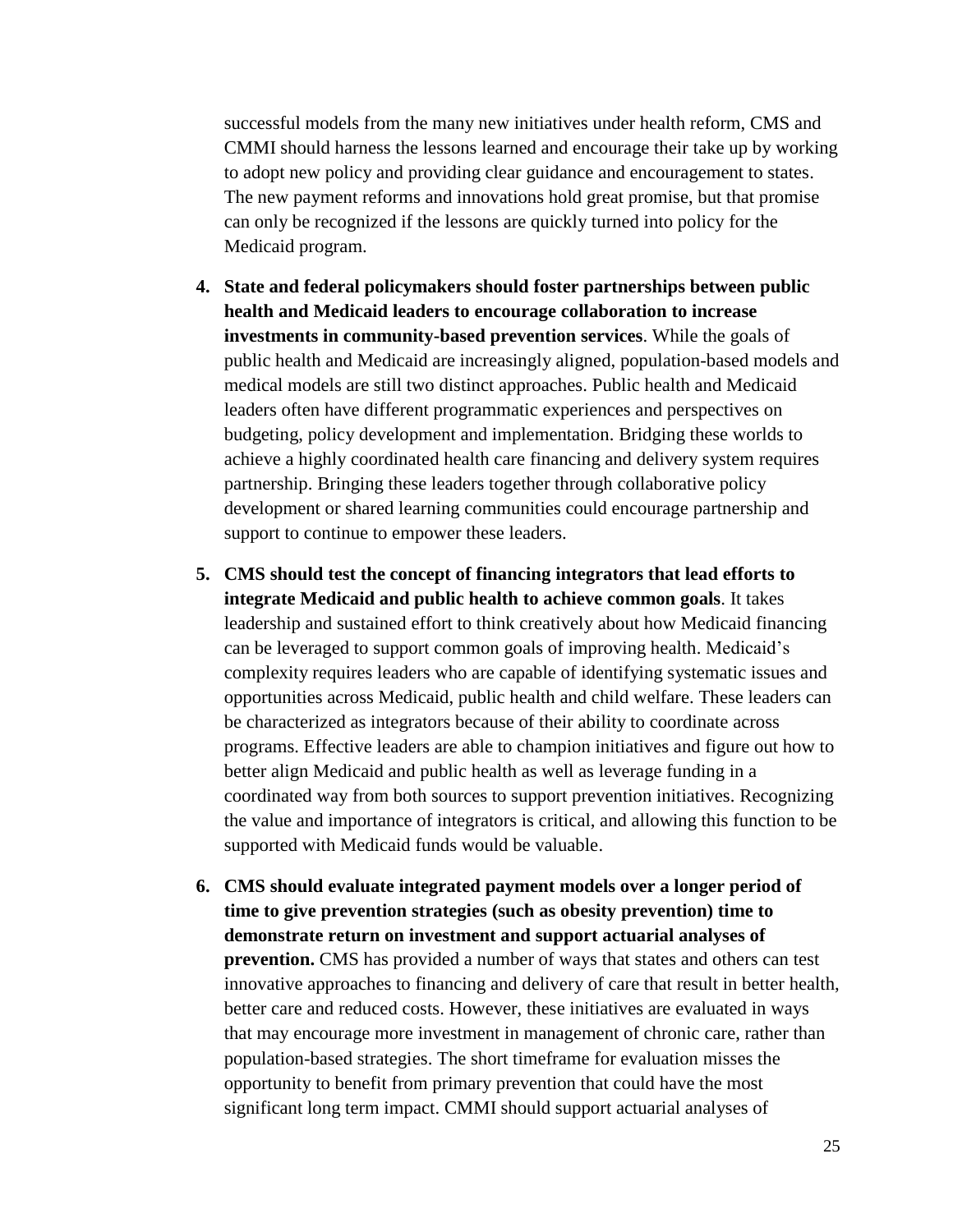successful models from the many new initiatives under health reform, CMS and CMMI should harness the lessons learned and encourage their take up by working to adopt new policy and providing clear guidance and encouragement to states. The new payment reforms and innovations hold great promise, but that promise can only be recognized if the lessons are quickly turned into policy for the Medicaid program.

4. **State and federal policymakers should foster partnerships between public health and Medicaid leaders to encourage collaboration to increase investments in community-based prevention services**. While the goals of public health and Medicaid are increasingly aligned, population-based models and medical models are still two distinct approaches. Public health and Medicaid leaders often have different programmatic experiences and perspectives on budgeting, policy development and implementation. Bridging these worlds to achieve a highly coordinated health care financing and delivery system requires partnership. Bringing these leaders together through collaborative policy development or shared learning communities could encourage partnership and support to continue to empower these leaders.

5. **CMS should test the concept of financing integrators that lead efforts to integrate Medicaid and public health to achieve common goals**. It takes leadership and sustained effort to think creatively about how Medicaid financing can be leveraged to support common goals of improving health. Medicaid's complexity requires leaders who are capable of identifying systematic issues and opportunities across Medicaid, public health and child welfare. These leaders can be characterized as integrators because of their ability to coordinate across programs. Effective leaders are able to champion initiatives and figure out how to better align Medicaid and public health as well as leverage funding in a coordinated way from both sources to support prevention initiatives. Recognizing the value and importance of integrators is critical, and allowing this function to be supported with Medicaid funds would be valuable.

6. **CMS should evaluate integrated payment models over a longer period of time to give prevention strategies (such as obesity prevention) time to demonstrate return on investment and support actuarial analyses of prevention.** CMS has provided a number of ways that states and others can test innovative approaches to financing and delivery of care that result in better health, better care and reduced costs. However, these initiatives are evaluated in ways that may encourage more investment in management of chronic care, rather than population-based strategies. The short timeframe for evaluation misses the opportunity to benefit from primary prevention that could have the most significant long term impact. CMMI should support actuarial analyses of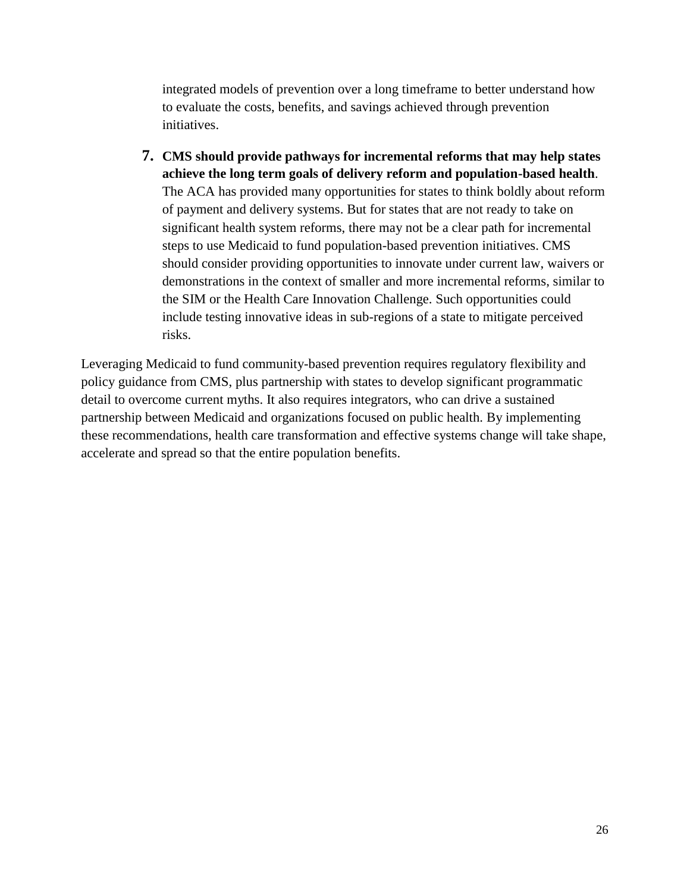integrated models of prevention over a long timeframe to better understand how to evaluate the costs, benefits, and savings achieved through prevention initiatives.

7. **CMS should provide pathways for incremental reforms that may help states achieve the long term goals of delivery reform and population-based health**. The ACA has provided many opportunities for states to think boldly about reform of payment and delivery systems. But for states that are not ready to take on significant health system reforms, there may not be a clear path for incremental steps to use Medicaid to fund population-based prevention initiatives. CMS should consider providing opportunities to innovate under current law, waivers or demonstrations in the context of smaller and more incremental reforms, similar to the SIM or the Health Care Innovation Challenge. Such opportunities could include testing innovative ideas in sub-regions of a state to mitigate perceived risks.

Leveraging Medicaid to fund community-based prevention requires regulatory flexibility and policy guidance from CMS, plus partnership with states to develop significant programmatic detail to overcome current myths. It also requires integrators, who can drive a sustained partnership between Medicaid and organizations focused on public health. By implementing these recommendations, health care transformation and effective systems change will take shape, accelerate and spread so that the entire population benefits.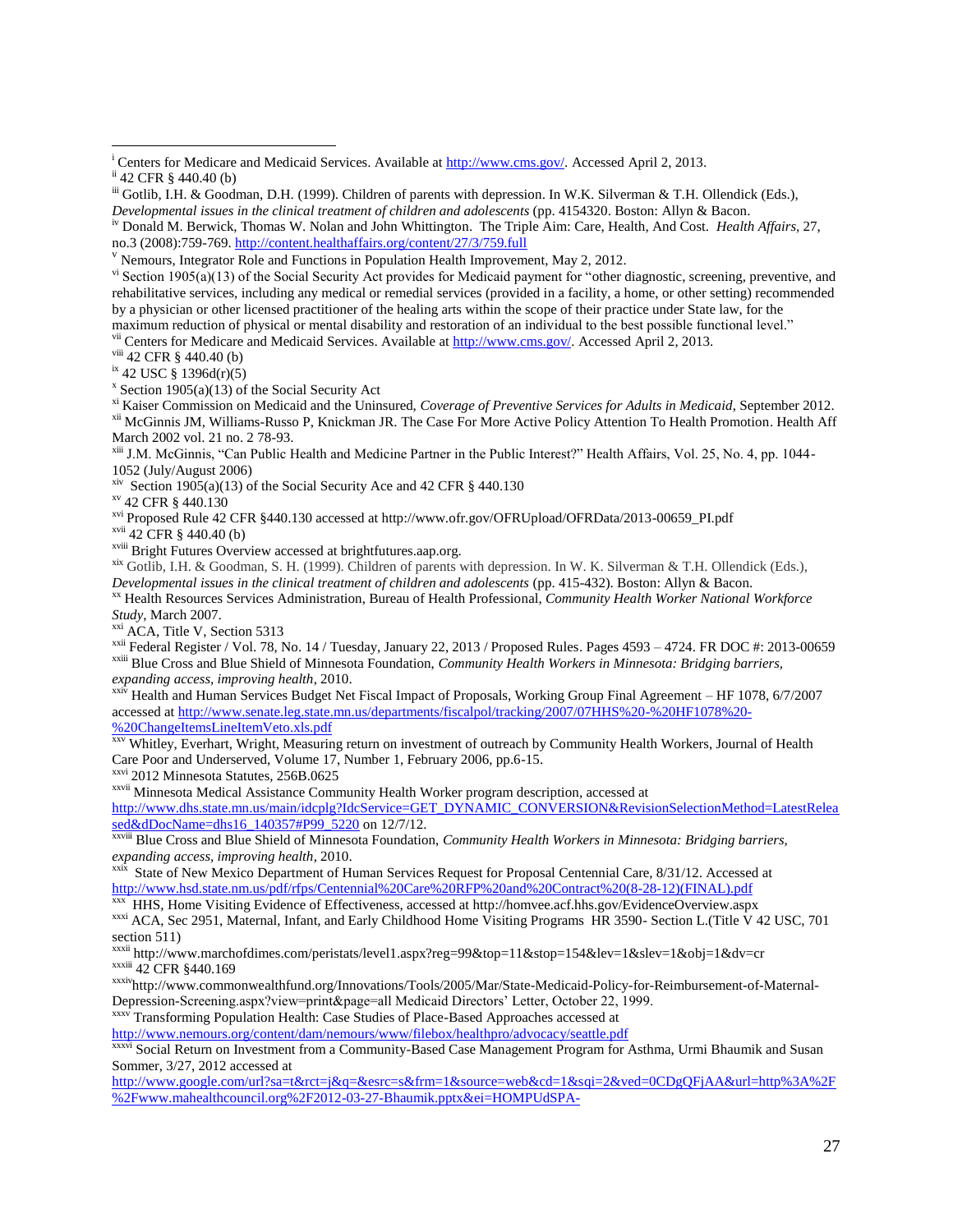[i] Centers for Medicare and Medicaid Services. Available at http://www.cms.gov/. Accessed April 2, 2013.

[ii] 42 CFR § 440.40 (b)

[iii] Gotlib, I.H. & Goodman, D.H. (1999). Children of parents with depression. In W.K. Silverman & T.H. Ollendick (Eds.), *Developmental issues in the clinical treatment of children and adolescents* (pp. 4154320. Boston: Allyn & Bacon.

[iv] Donald M. Berwick, Thomas W. Nolan and John Whittington. The Triple Aim: Care, Health, And Cost. *Health Affairs*, 27, no.3 (2008):759-769. http://content.healthaffairs.org/content/27/3/759.full

[v] Nemours, Integrator Role and Functions in Population Health Improvement, May 2, 2012.

[vi] Section 1905(a)(13) of the Social Security Act provides for Medicaid payment for "other diagnostic, screening, preventive, and rehabilitative services, including any medical or remedial services (provided in a facility, a home, or other setting) recommended by a physician or other licensed practitioner of the healing arts within the scope of their practice under State law, for the maximum reduction of physical or mental disability and restoration of an individual to the best possible functional level."

[vii] Centers for Medicare and Medicaid Services. Available at http://www.cms.gov/. Accessed April 2, 2013.

[viii] 42 CFR § 440.40 (b)

[ix] 42 USC § 1396d(r)(5)

[x] Section 1905(a)(13) of the Social Security Act

[xi] Kaiser Commission on Medicaid and the Uninsured, *Coverage of Preventive Services for Adults in Medicaid*, September 2012.

[xii] McGinnis JM, Williams-Russo P, Knickman JR. The Case For More Active Policy Attention To Health Promotion. Health Aff March 2002 vol. 21 no. 2 78-93.

[xiii] J.M. McGinnis, "Can Public Health and Medicine Partner in the Public Interest?" Health Affairs, Vol. 25, No. 4, pp. 1044-1052 (July/August 2006)

[xiv] Section 1905(a)(13) of the Social Security Ace and 42 CFR § 440.130

[xv] 42 CFR § 440.130

[xvi] Proposed Rule 42 CFR §440.130 accessed at http://www.ofr.gov/OFRUpload/OFRData/2013-00659_PI.pdf

[xvii] 42 CFR § 440.40 (b)

[xviii] Bright Futures Overview accessed at brightfutures.aap.org.

[xix] Gotlib, I.H. & Goodman, S. H. (1999). Children of parents with depression. In W. K. Silverman & T.H. Ollendick (Eds.), *Developmental issues in the clinical treatment of children and adolescents* (pp. 415-432). Boston: Allyn & Bacon.

[xx] Health Resources Services Administration, Bureau of Health Professional, *Community Health Worker National Workforce Study*, March 2007.

[xxi] ACA, Title V, Section 5313

[xxii] Federal Register / Vol. 78, No. 14 / Tuesday, January 22, 2013 / Proposed Rules. Pages 4593 – 4724. FR DOC #: 2013-00659

[xxiii] Blue Cross and Blue Shield of Minnesota Foundation, *Community Health Workers in Minnesota: Bridging barriers, expanding access, improving health*, 2010.

[xxiv] Health and Human Services Budget Net Fiscal Impact of Proposals, Working Group Final Agreement – HF 1078, 6/7/2007 accessed at http://www.senate.leg.state.mn.us/departments/fiscalpol/tracking/2007/07HHS%20-%20HF1078%20-%20ChangeItemsLineItemVeto.xls.pdf

[xxv] Whitley, Everhart, Wright, Measuring return on investment of outreach by Community Health Workers, Journal of Health Care Poor and Underserved, Volume 17, Number 1, February 2006, pp.6-15.

[xxvi] 2012 Minnesota Statutes, 256B.0625

[xxvii] Minnesota Medical Assistance Community Health Worker program description, accessed at http://www.dhs.state.mn.us/main/idcplg?IdcService=GET_DYNAMIC_CONVERSION&RevisionSelectionMethod=LatestReleased&dDocName=dhs16_140357#P99_5220 on 12/7/12.

[xxviii] Blue Cross and Blue Shield of Minnesota Foundation, *Community Health Workers in Minnesota: Bridging barriers, expanding access, improving health*, 2010.

[xxix] State of New Mexico Department of Human Services Request for Proposal Centennial Care, 8/31/12. Accessed at http://www.hsd.state.nm.us/pdf/rfps/Centennial%20Care%20RFP%20and%20Contract%20(8-28-12)(FINAL).pdf

[xxx] HHS, Home Visiting Evidence of Effectiveness, accessed at http://homvee.acf.hhs.gov/EvidenceOverview.aspx

[xxxi] ACA, Sec 2951, Maternal, Infant, and Early Childhood Home Visiting Programs HR 3590- Section L.(Title V 42 USC, 701 section 511)

[xxxii] http://www.marchofdimes.com/peristats/level1.aspx?reg=99&top=11&stop=154&lev=1&slev=1&obj=1&dv=cr

[xxxiii] 42 CFR §440.169

[xxxiv] http://www.commonwealthfund.org/Innovations/Tools/2005/Mar/State-Medicaid-Policy-for-Reimbursement-of-Maternal-Depression-Screening.aspx?view=print&page=all Medicaid Directors' Letter, October 22, 1999.

[xxxv] Transforming Population Health: Case Studies of Place-Based Approaches accessed at http://www.nemours.org/content/dam/nemours/www/filebox/healthpro/advocacy/seattle.pdf

[xxxvi] Social Return on Investment from a Community-Based Case Management Program for Asthma, Urmi Bhaumik and Susan Sommer, 3/27, 2012 accessed at http://www.google.com/url?sa=t&rct=j&q=&esrc=s&frm=1&source=web&cd=1&sqi=2&ved=0CDgQFjAA&url=http%3A%2F%2Fwww.mahealthcouncil.org%2F2012-03-27-Bhaumik.pptx&ei=HOMPUdSPA-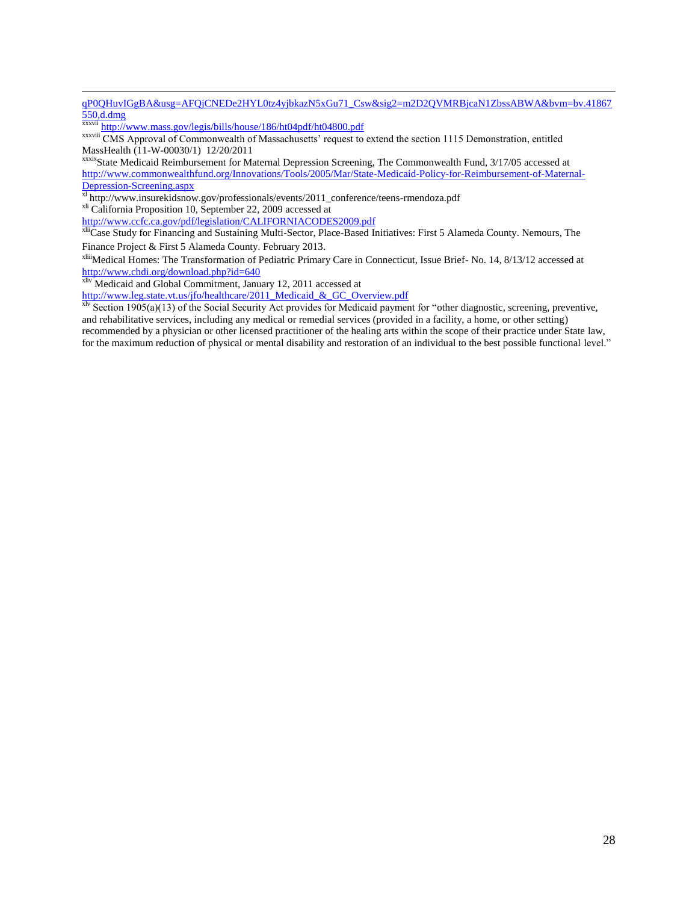qP0QHuvIGgBA&usg=AFQjCNEDe2HYL0tz4yjbkazN5xGu71_Csw&sig2=m2D2QVMRBjcaN1ZbssABWA&bvm=bv.41867550,d.dmg

[xxxvii] http://www.mass.gov/legis/bills/house/186/ht04pdf/ht04800.pdf

[xxxviii] CMS Approval of Commonwealth of Massachusetts' request to extend the section 1115 Demonstration, entitled MassHealth (11-W-00030/1) 12/20/2011

[xxxix] State Medicaid Reimbursement for Maternal Depression Screening, The Commonwealth Fund, 3/17/05 accessed at http://www.commonwealthfund.org/Innovations/Tools/2005/Mar/State-Medicaid-Policy-for-Reimbursement-of-Maternal-Depression-Screening.aspx

[xl] http://www.insurekidsnow.gov/professionals/events/2011_conference/teens-rmendoza.pdf

[xli] California Proposition 10, September 22, 2009 accessed at http://www.ccfc.ca.gov/pdf/legislation/CALIFORNIACODES2009.pdf

[xlii] Case Study for Financing and Sustaining Multi-Sector, Place-Based Initiatives: First 5 Alameda County. Nemours, The Finance Project & First 5 Alameda County. February 2013.

[xliii] Medical Homes: The Transformation of Pediatric Primary Care in Connecticut, Issue Brief- No. 14, 8/13/12 accessed at http://www.chdi.org/download.php?id=640

[xliv] Medicaid and Global Commitment, January 12, 2011 accessed at http://www.leg.state.vt.us/jfo/healthcare/2011_Medicaid_&_GC_Overview.pdf

[xlv] Section 1905(a)(13) of the Social Security Act provides for Medicaid payment for "other diagnostic, screening, preventive, and rehabilitative services, including any medical or remedial services (provided in a facility, a home, or other setting) recommended by a physician or other licensed practitioner of the healing arts within the scope of their practice under State law, for the maximum reduction of physical or mental disability and restoration of an individual to the best possible functional level."